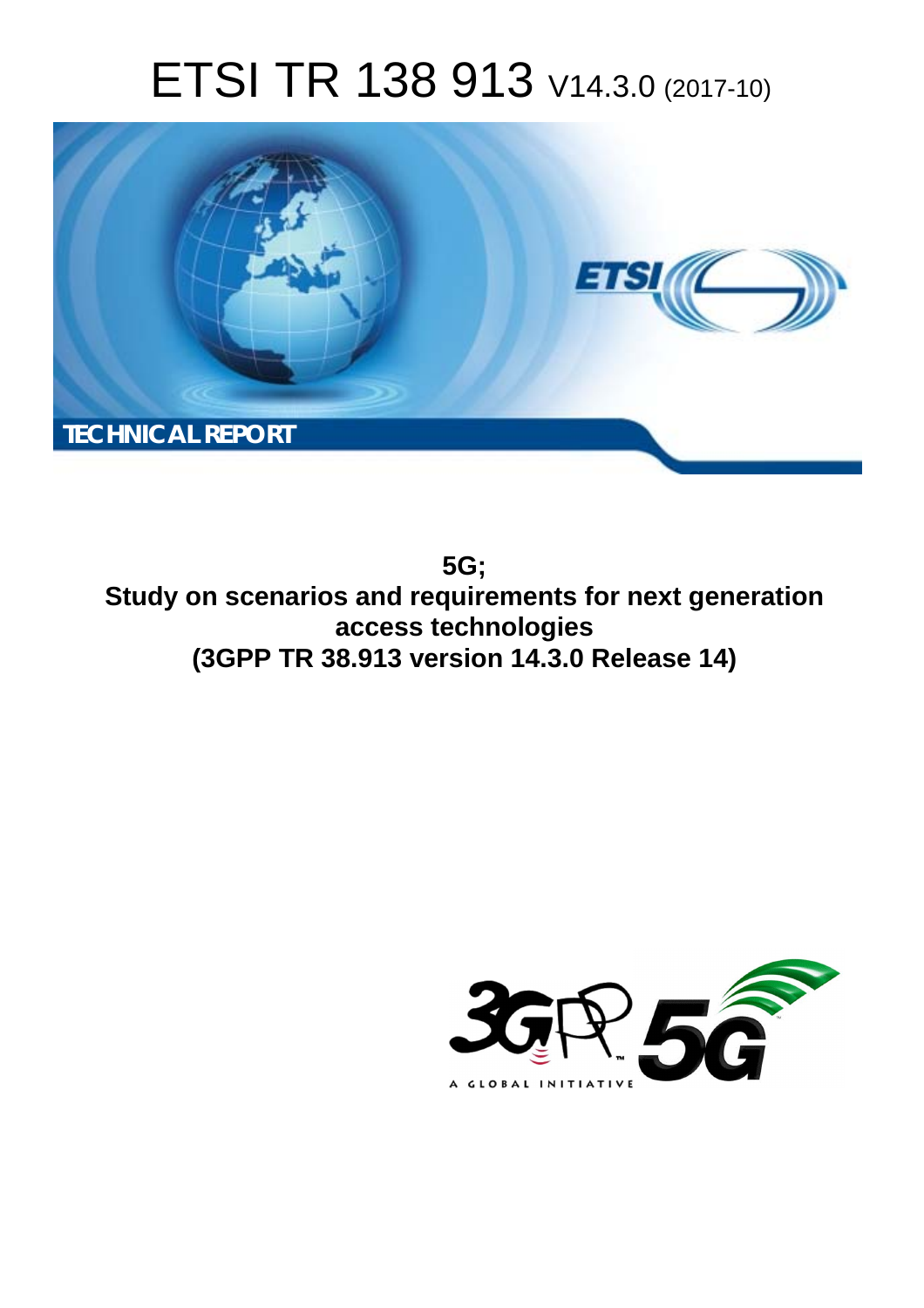# ETSI TR 138 913 V14.3.0 (2017-10)

TECHNICAL REPORT

**5G;**
**Study on scenarios and requirements for next generation access technologies**
**(3GPP TR 38.913 version 14.3.0 Release 14)**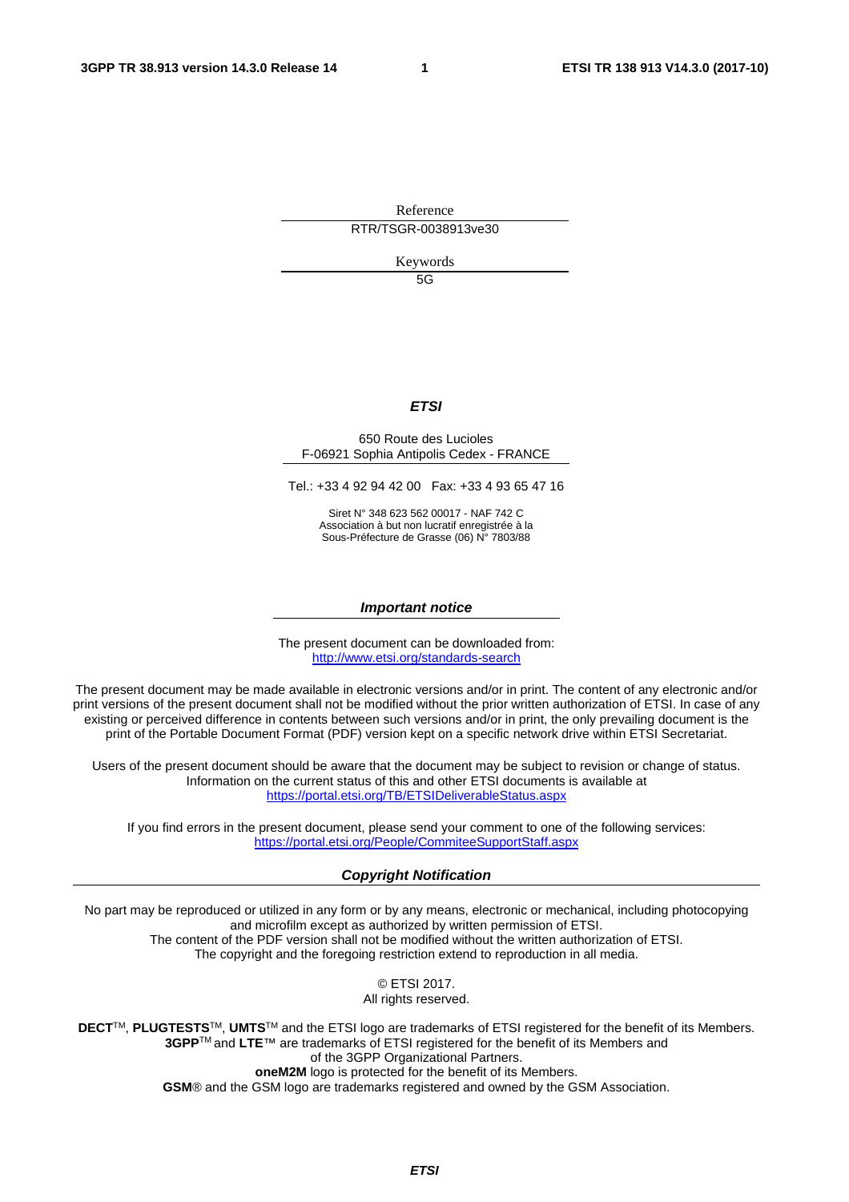Reference

RTR/TSGR-0038913ve30

Keywords

5G

***ETSI***

650 Route des Lucioles
F-06921 Sophia Antipolis Cedex - FRANCE

Tel.: +33 4 92 94 42 00 Fax: +33 4 93 65 47 16

Siret N° 348 623 562 00017 - NAF 742 C
Association à but non lucratif enregistrée à la
Sous-Préfecture de Grasse (06) N° 7803/88

***Important notice***

The present document can be downloaded from:
http://www.etsi.org/standards-search

The present document may be made available in electronic versions and/or in print. The content of any electronic and/or print versions of the present document shall not be modified without the prior written authorization of ETSI. In case of any existing or perceived difference in contents between such versions and/or in print, the only prevailing document is the print of the Portable Document Format (PDF) version kept on a specific network drive within ETSI Secretariat.

Users of the present document should be aware that the document may be subject to revision or change of status. Information on the current status of this and other ETSI documents is available at
https://portal.etsi.org/TB/ETSIDeliverableStatus.aspx

If you find errors in the present document, please send your comment to one of the following services:
https://portal.etsi.org/People/CommiteeSupportStaff.aspx

***Copyright Notification***

No part may be reproduced or utilized in any form or by any means, electronic or mechanical, including photocopying and microfilm except as authorized by written permission of ETSI.
The content of the PDF version shall not be modified without the written authorization of ETSI.
The copyright and the foregoing restriction extend to reproduction in all media.

© ETSI 2017.
All rights reserved.

**DECT**™, **PLUGTESTS**™, **UMTS**™ and the ETSI logo are trademarks of ETSI registered for the benefit of its Members.
**3GPP**™ and **LTE**™ are trademarks of ETSI registered for the benefit of its Members and of the 3GPP Organizational Partners.
**oneM2M** logo is protected for the benefit of its Members.
**GSM**® and the GSM logo are trademarks registered and owned by the GSM Association.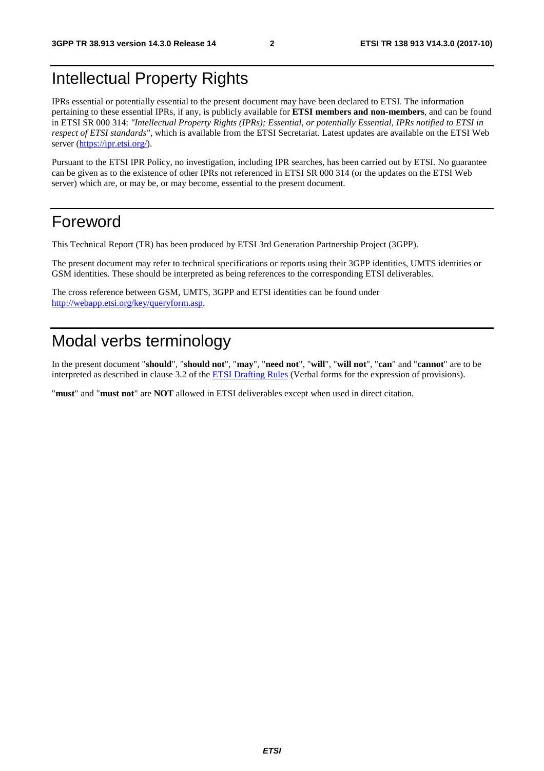# Intellectual Property Rights

IPRs essential or potentially essential to the present document may have been declared to ETSI. The information pertaining to these essential IPRs, if any, is publicly available for **ETSI members and non-members**, and can be found in ETSI SR 000 314: *"Intellectual Property Rights (IPRs); Essential, or potentially Essential, IPRs notified to ETSI in respect of ETSI standards"*, which is available from the ETSI Secretariat. Latest updates are available on the ETSI Web server (https://ipr.etsi.org/).

Pursuant to the ETSI IPR Policy, no investigation, including IPR searches, has been carried out by ETSI. No guarantee can be given as to the existence of other IPRs not referenced in ETSI SR 000 314 (or the updates on the ETSI Web server) which are, or may be, or may become, essential to the present document.

# Foreword

This Technical Report (TR) has been produced by ETSI 3rd Generation Partnership Project (3GPP).

The present document may refer to technical specifications or reports using their 3GPP identities, UMTS identities or GSM identities. These should be interpreted as being references to the corresponding ETSI deliverables.

The cross reference between GSM, UMTS, 3GPP and ETSI identities can be found under http://webapp.etsi.org/key/queryform.asp.

# Modal verbs terminology

In the present document "**should**", "**should not**", "**may**", "**need not**", "**will**", "**will not**", "**can**" and "**cannot**" are to be interpreted as described in clause 3.2 of the ETSI Drafting Rules (Verbal forms for the expression of provisions).

"**must**" and "**must not**" are **NOT** allowed in ETSI deliverables except when used in direct citation.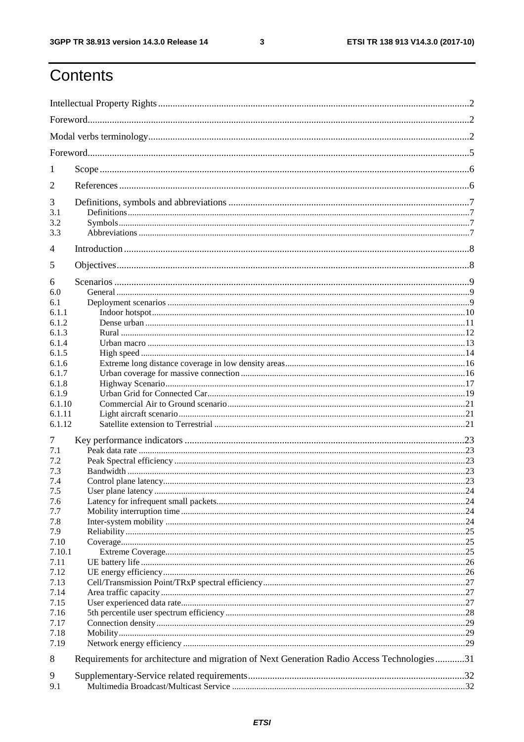# Contents

Intellectual Property Rights ............................................................ 2

Foreword ............................................................ 2

Modal verbs terminology ............................................................ 2

Foreword ............................................................ 5

1 Scope ............................................................ 6

2 References ............................................................ 6

3 Definitions, symbols and abbreviations ............................................................ 7
3.1 Definitions ............................................................ 7
3.2 Symbols ............................................................ 7
3.3 Abbreviations ............................................................ 7

4 Introduction ............................................................ 8

5 Objectives ............................................................ 8

6 Scenarios ............................................................ 9
6.0 General ............................................................ 9
6.1 Deployment scenarios ............................................................ 9
6.1.1 Indoor hotspot ............................................................ 10
6.1.2 Dense urban ............................................................ 11
6.1.3 Rural ............................................................ 12
6.1.4 Urban macro ............................................................ 13
6.1.5 High speed ............................................................ 14
6.1.6 Extreme long distance coverage in low density areas ............................................................ 16
6.1.7 Urban coverage for massive connection ............................................................ 16
6.1.8 Highway Scenario ............................................................ 17
6.1.9 Urban Grid for Connected Car ............................................................ 19
6.1.10 Commercial Air to Ground scenario ............................................................ 21
6.1.11 Light aircraft scenario ............................................................ 21
6.1.12 Satellite extension to Terrestrial ............................................................ 21

7 Key performance indicators ............................................................ 23
7.1 Peak data rate ............................................................ 23
7.2 Peak Spectral efficiency ............................................................ 23
7.3 Bandwidth ............................................................ 23
7.4 Control plane latency ............................................................ 23
7.5 User plane latency ............................................................ 24
7.6 Latency for infrequent small packets ............................................................ 24
7.7 Mobility interruption time ............................................................ 24
7.8 Inter-system mobility ............................................................ 24
7.9 Reliability ............................................................ 25
7.10 Coverage ............................................................ 25
7.10.1 Extreme Coverage ............................................................ 25
7.11 UE battery life ............................................................ 26
7.12 UE energy efficiency ............................................................ 26
7.13 Cell/Transmission Point/TRxP spectral efficiency ............................................................ 27
7.14 Area traffic capacity ............................................................ 27
7.15 User experienced data rate ............................................................ 27
7.16 5th percentile user spectrum efficiency ............................................................ 28
7.17 Connection density ............................................................ 29
7.18 Mobility ............................................................ 29
7.19 Network energy efficiency ............................................................ 29

8 Requirements for architecture and migration of Next Generation Radio Access Technologies ............ 31

9 Supplementary-Service related requirements ............................................................ 32
9.1 Multimedia Broadcast/Multicast Service ............................................................ 32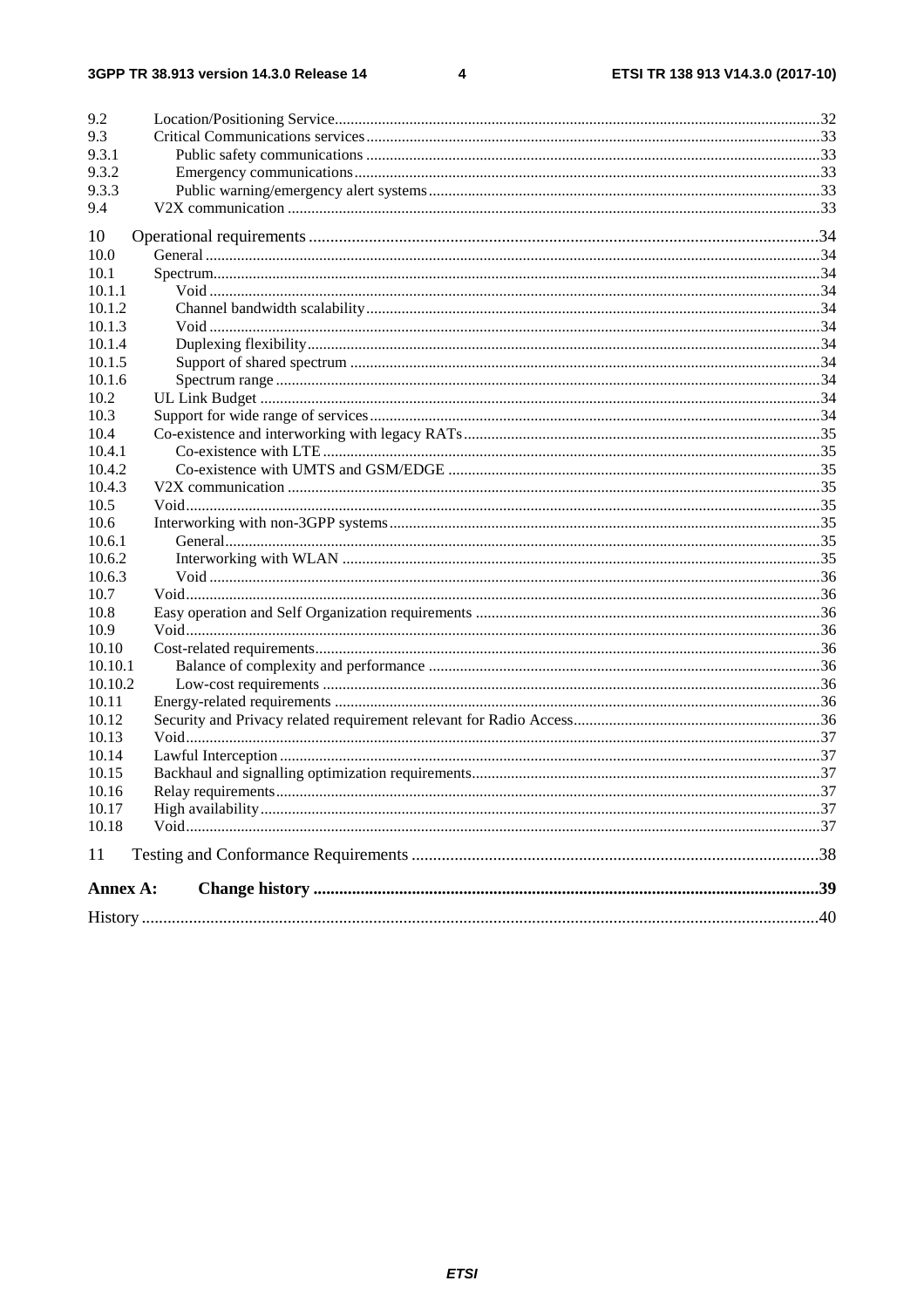9.2 Location/Positioning Service ..... 32
9.3 Critical Communications services ..... 33
9.3.1 Public safety communications ..... 33
9.3.2 Emergency communications ..... 33
9.3.3 Public warning/emergency alert systems ..... 33
9.4 V2X communication ..... 33

10 Operational requirements ..... 34
10.0 General ..... 34
10.1 Spectrum ..... 34
10.1.1 Void ..... 34
10.1.2 Channel bandwidth scalability ..... 34
10.1.3 Void ..... 34
10.1.4 Duplexing flexibility ..... 34
10.1.5 Support of shared spectrum ..... 34
10.1.6 Spectrum range ..... 34
10.2 UL Link Budget ..... 34
10.3 Support for wide range of services ..... 34
10.4 Co-existence and interworking with legacy RATs ..... 35
10.4.1 Co-existence with LTE ..... 35
10.4.2 Co-existence with UMTS and GSM/EDGE ..... 35
10.4.3 V2X communication ..... 35
10.5 Void ..... 35
10.6 Interworking with non-3GPP systems ..... 35
10.6.1 General ..... 35
10.6.2 Interworking with WLAN ..... 35
10.6.3 Void ..... 36
10.7 Void ..... 36
10.8 Easy operation and Self Organization requirements ..... 36
10.9 Void ..... 36
10.10 Cost-related requirements ..... 36
10.10.1 Balance of complexity and performance ..... 36
10.10.2 Low-cost requirements ..... 36
10.11 Energy-related requirements ..... 36
10.12 Security and Privacy related requirement relevant for Radio Access ..... 36
10.13 Void ..... 37
10.14 Lawful Interception ..... 37
10.15 Backhaul and signalling optimization requirements ..... 37
10.16 Relay requirements ..... 37
10.17 High availability ..... 37
10.18 Void ..... 37

11 Testing and Conformance Requirements ..... 38

**Annex A: Change history ..... 39**

History ..... 40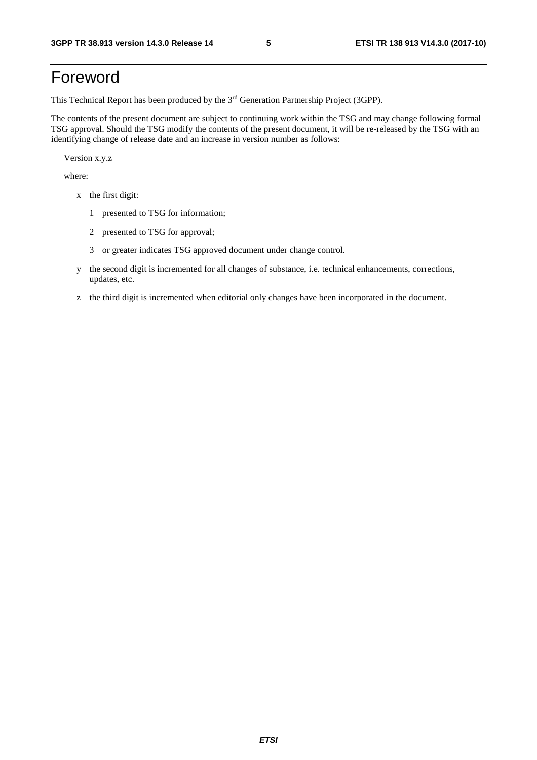# Foreword

This Technical Report has been produced by the 3rd Generation Partnership Project (3GPP).

The contents of the present document are subject to continuing work within the TSG and may change following formal TSG approval. Should the TSG modify the contents of the present document, it will be re-released by the TSG with an identifying change of release date and an increase in version number as follows:

Version x.y.z

where:

- x the first digit:
  - 1 presented to TSG for information;
  - 2 presented to TSG for approval;
  - 3 or greater indicates TSG approved document under change control.
- y the second digit is incremented for all changes of substance, i.e. technical enhancements, corrections, updates, etc.
- z the third digit is incremented when editorial only changes have been incorporated in the document.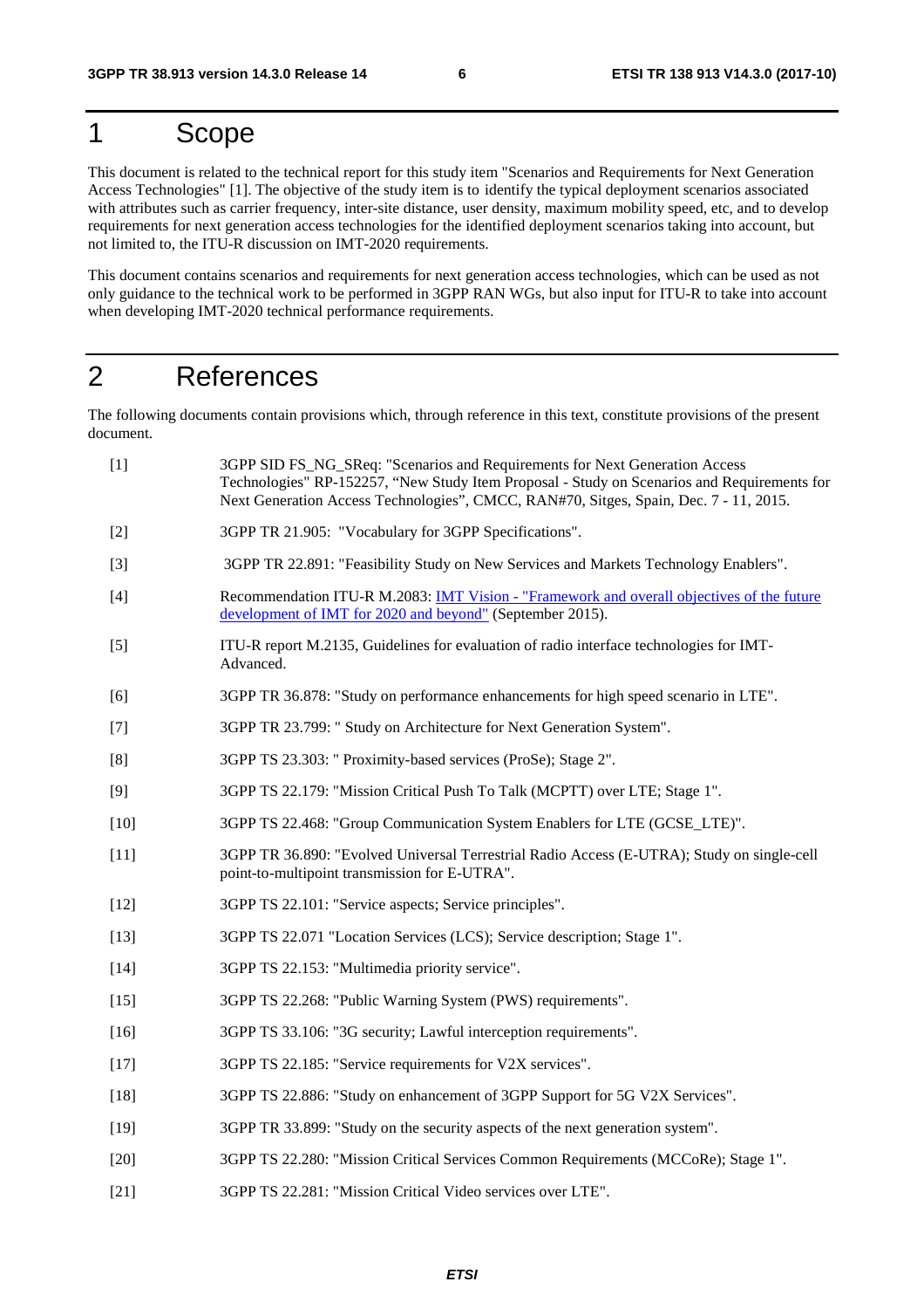# 1 Scope

This document is related to the technical report for this study item "Scenarios and Requirements for Next Generation Access Technologies" [1]. The objective of the study item is to identify the typical deployment scenarios associated with attributes such as carrier frequency, inter-site distance, user density, maximum mobility speed, etc, and to develop requirements for next generation access technologies for the identified deployment scenarios taking into account, but not limited to, the ITU-R discussion on IMT-2020 requirements.

This document contains scenarios and requirements for next generation access technologies, which can be used as not only guidance to the technical work to be performed in 3GPP RAN WGs, but also input for ITU-R to take into account when developing IMT-2020 technical performance requirements.

# 2 References

The following documents contain provisions which, through reference in this text, constitute provisions of the present document.

[1] 3GPP SID FS_NG_SReq: "Scenarios and Requirements for Next Generation Access Technologies" RP-152257, "New Study Item Proposal - Study on Scenarios and Requirements for Next Generation Access Technologies", CMCC, RAN#70, Sitges, Spain, Dec. 7 - 11, 2015.

[2] 3GPP TR 21.905: "Vocabulary for 3GPP Specifications".

[3] 3GPP TR 22.891: "Feasibility Study on New Services and Markets Technology Enablers".

[4] Recommendation ITU-R M.2083: IMT Vision - "Framework and overall objectives of the future development of IMT for 2020 and beyond" (September 2015).

[5] ITU-R report M.2135, Guidelines for evaluation of radio interface technologies for IMT-Advanced.

[6] 3GPP TR 36.878: "Study on performance enhancements for high speed scenario in LTE".

[7] 3GPP TR 23.799: " Study on Architecture for Next Generation System".

[8] 3GPP TS 23.303: " Proximity-based services (ProSe); Stage 2".

[9] 3GPP TS 22.179: "Mission Critical Push To Talk (MCPTT) over LTE; Stage 1".

[10] 3GPP TS 22.468: "Group Communication System Enablers for LTE (GCSE_LTE)".

[11] 3GPP TR 36.890: "Evolved Universal Terrestrial Radio Access (E-UTRA); Study on single-cell point-to-multipoint transmission for E-UTRA".

[12] 3GPP TS 22.101: "Service aspects; Service principles".

[13] 3GPP TS 22.071 "Location Services (LCS); Service description; Stage 1".

[14] 3GPP TS 22.153: "Multimedia priority service".

[15] 3GPP TS 22.268: "Public Warning System (PWS) requirements".

[16] 3GPP TS 33.106: "3G security; Lawful interception requirements".

[17] 3GPP TS 22.185: "Service requirements for V2X services".

[18] 3GPP TS 22.886: "Study on enhancement of 3GPP Support for 5G V2X Services".

[19] 3GPP TR 33.899: "Study on the security aspects of the next generation system".

[20] 3GPP TS 22.280: "Mission Critical Services Common Requirements (MCCoRe); Stage 1".

[21] 3GPP TS 22.281: "Mission Critical Video services over LTE".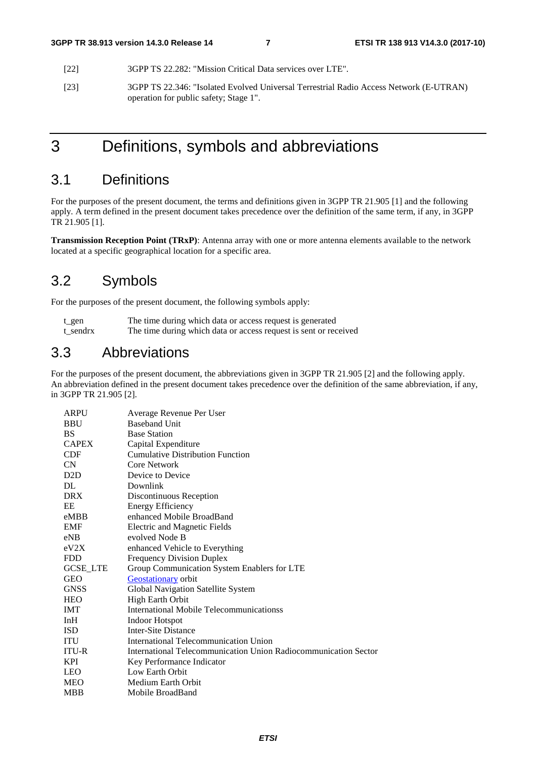[22] 3GPP TS 22.282: "Mission Critical Data services over LTE".

[23] 3GPP TS 22.346: "Isolated Evolved Universal Terrestrial Radio Access Network (E-UTRAN) operation for public safety; Stage 1".

# 3 Definitions, symbols and abbreviations

## 3.1 Definitions

For the purposes of the present document, the terms and definitions given in 3GPP TR 21.905 [1] and the following apply. A term defined in the present document takes precedence over the definition of the same term, if any, in 3GPP TR 21.905 [1].

**Transmission Reception Point (TRxP)**: Antenna array with one or more antenna elements available to the network located at a specific geographical location for a specific area.

## 3.2 Symbols

For the purposes of the present document, the following symbols apply:

| | |
|---|---|
| t_gen | The time during which data or access request is generated |
| t_sendrx | The time during which data or access request is sent or received |

## 3.3 Abbreviations

For the purposes of the present document, the abbreviations given in 3GPP TR 21.905 [2] and the following apply. An abbreviation defined in the present document takes precedence over the definition of the same abbreviation, if any, in 3GPP TR 21.905 [2].

| | |
|---|---|
| ARPU | Average Revenue Per User |
| BBU | Baseband Unit |
| BS | Base Station |
| CAPEX | Capital Expenditure |
| CDF | Cumulative Distribution Function |
| CN | Core Network |
| D2D | Device to Device |
| DL | Downlink |
| DRX | Discontinuous Reception |
| EE | Energy Efficiency |
| eMBB | enhanced Mobile BroadBand |
| EMF | Electric and Magnetic Fields |
| eNB | evolved Node B |
| eV2X | enhanced Vehicle to Everything |
| FDD | Frequency Division Duplex |
| GCSE_LTE | Group Communication System Enablers for LTE |
| GEO | Geostationary orbit |
| GNSS | Global Navigation Satellite System |
| HEO | High Earth Orbit |
| IMT | International Mobile Telecommunicationss |
| InH | Indoor Hotspot |
| ISD | Inter-Site Distance |
| ITU | International Telecommunication Union |
| ITU-R | International Telecommunication Union Radiocommunication Sector |
| KPI | Key Performance Indicator |
| LEO | Low Earth Orbit |
| MEO | Medium Earth Orbit |
| MBB | Mobile BroadBand |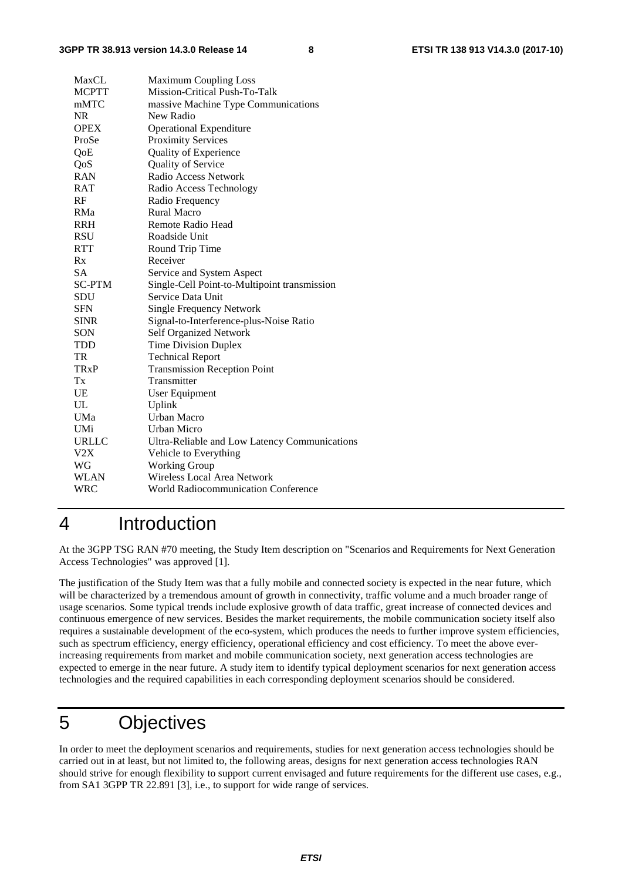| | |
|---|---|
| MaxCL | Maximum Coupling Loss |
| MCPTT | Mission-Critical Push-To-Talk |
| mMTC | massive Machine Type Communications |
| NR | New Radio |
| OPEX | Operational Expenditure |
| ProSe | Proximity Services |
| QoE | Quality of Experience |
| QoS | Quality of Service |
| RAN | Radio Access Network |
| RAT | Radio Access Technology |
| RF | Radio Frequency |
| RMa | Rural Macro |
| RRH | Remote Radio Head |
| RSU | Roadside Unit |
| RTT | Round Trip Time |
| Rx | Receiver |
| SA | Service and System Aspect |
| SC-PTM | Single-Cell Point-to-Multipoint transmission |
| SDU | Service Data Unit |
| SFN | Single Frequency Network |
| SINR | Signal-to-Interference-plus-Noise Ratio |
| SON | Self Organized Network |
| TDD | Time Division Duplex |
| TR | Technical Report |
| TRxP | Transmission Reception Point |
| Tx | Transmitter |
| UE | User Equipment |
| UL | Uplink |
| UMa | Urban Macro |
| UMi | Urban Micro |
| URLLC | Ultra-Reliable and Low Latency Communications |
| V2X | Vehicle to Everything |
| WG | Working Group |
| WLAN | Wireless Local Area Network |
| WRC | World Radiocommunication Conference |

# 4 Introduction

At the 3GPP TSG RAN #70 meeting, the Study Item description on "Scenarios and Requirements for Next Generation Access Technologies" was approved [1].

The justification of the Study Item was that a fully mobile and connected society is expected in the near future, which will be characterized by a tremendous amount of growth in connectivity, traffic volume and a much broader range of usage scenarios. Some typical trends include explosive growth of data traffic, great increase of connected devices and continuous emergence of new services. Besides the market requirements, the mobile communication society itself also requires a sustainable development of the eco-system, which produces the needs to further improve system efficiencies, such as spectrum efficiency, energy efficiency, operational efficiency and cost efficiency. To meet the above ever-increasing requirements from market and mobile communication society, next generation access technologies are expected to emerge in the near future. A study item to identify typical deployment scenarios for next generation access technologies and the required capabilities in each corresponding deployment scenarios should be considered.

# 5 Objectives

In order to meet the deployment scenarios and requirements, studies for next generation access technologies should be carried out in at least, but not limited to, the following areas, designs for next generation access technologies RAN should strive for enough flexibility to support current envisaged and future requirements for the different use cases, e.g., from SA1 3GPP TR 22.891 [3], i.e., to support for wide range of services.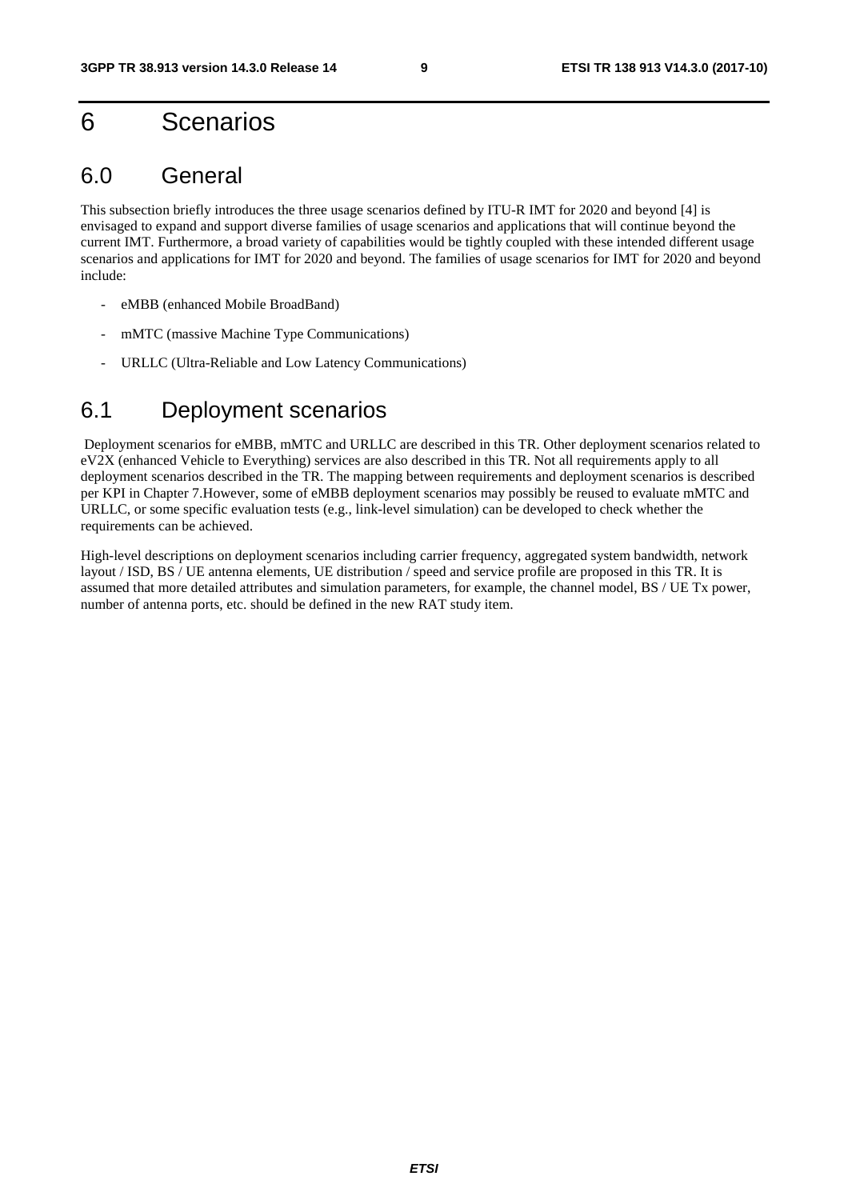# 6 Scenarios

## 6.0 General

This subsection briefly introduces the three usage scenarios defined by ITU-R IMT for 2020 and beyond [4] is envisaged to expand and support diverse families of usage scenarios and applications that will continue beyond the current IMT. Furthermore, a broad variety of capabilities would be tightly coupled with these intended different usage scenarios and applications for IMT for 2020 and beyond. The families of usage scenarios for IMT for 2020 and beyond include:

- eMBB (enhanced Mobile BroadBand)
- mMTC (massive Machine Type Communications)
- URLLC (Ultra-Reliable and Low Latency Communications)

## 6.1 Deployment scenarios

Deployment scenarios for eMBB, mMTC and URLLC are described in this TR. Other deployment scenarios related to eV2X (enhanced Vehicle to Everything) services are also described in this TR. Not all requirements apply to all deployment scenarios described in the TR. The mapping between requirements and deployment scenarios is described per KPI in Chapter 7.However, some of eMBB deployment scenarios may possibly be reused to evaluate mMTC and URLLC, or some specific evaluation tests (e.g., link-level simulation) can be developed to check whether the requirements can be achieved.

High-level descriptions on deployment scenarios including carrier frequency, aggregated system bandwidth, network layout / ISD, BS / UE antenna elements, UE distribution / speed and service profile are proposed in this TR. It is assumed that more detailed attributes and simulation parameters, for example, the channel model, BS / UE Tx power, number of antenna ports, etc. should be defined in the new RAT study item.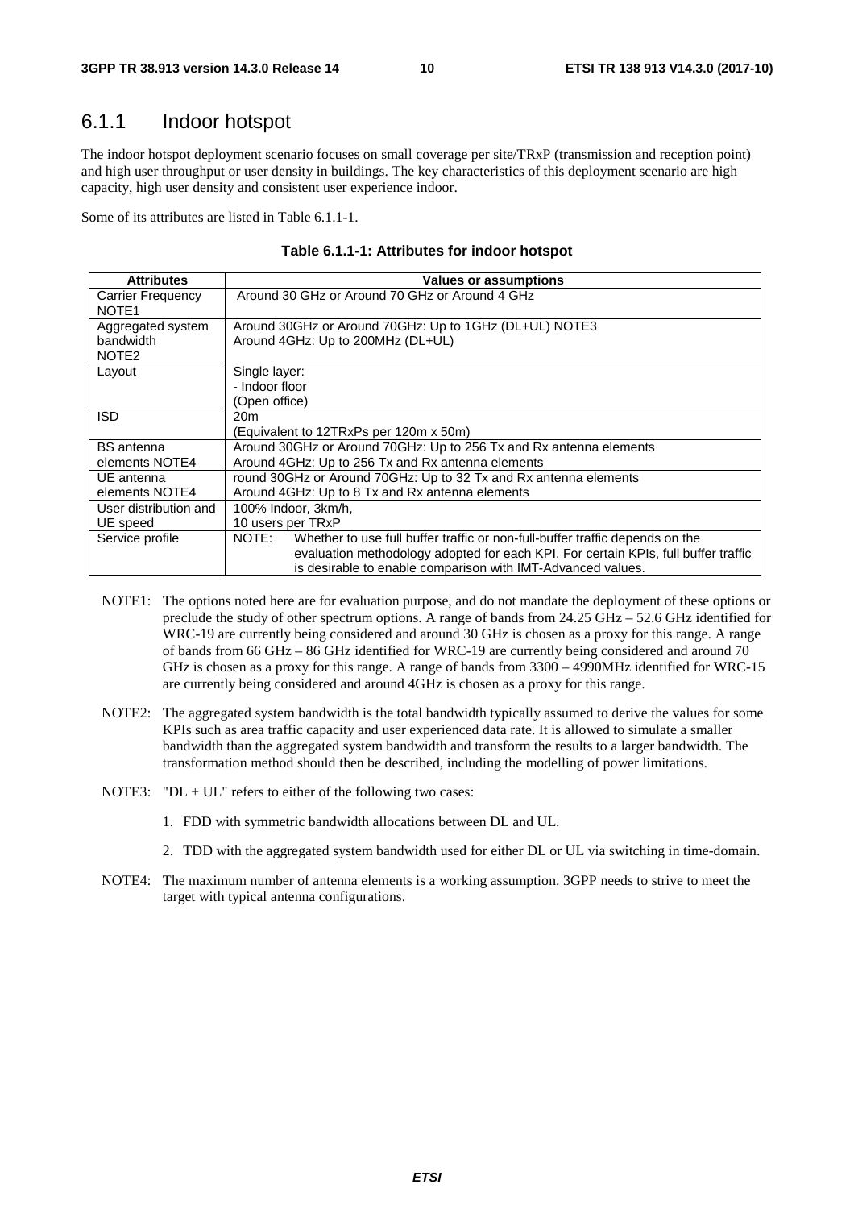### 6.1.1 Indoor hotspot

The indoor hotspot deployment scenario focuses on small coverage per site/TRxP (transmission and reception point) and high user throughput or user density in buildings. The key characteristics of this deployment scenario are high capacity, high user density and consistent user experience indoor.

Some of its attributes are listed in Table 6.1.1-1.

**Table 6.1.1-1: Attributes for indoor hotspot**

| Attributes | Values or assumptions |
|---|---|
| Carrier Frequency NOTE1 | Around 30 GHz or Around 70 GHz or Around 4 GHz |
| Aggregated system bandwidth NOTE2 | Around 30GHz or Around 70GHz: Up to 1GHz (DL+UL) NOTE3<br>Around 4GHz: Up to 200MHz (DL+UL) |
| Layout | Single layer:<br>- Indoor floor<br>(Open office) |
| ISD | 20m<br>(Equivalent to 12TRxPs per 120m x 50m) |
| BS antenna elements NOTE4 | Around 30GHz or Around 70GHz: Up to 256 Tx and Rx antenna elements<br>Around 4GHz: Up to 256 Tx and Rx antenna elements |
| UE antenna elements NOTE4 | round 30GHz or Around 70GHz: Up to 32 Tx and Rx antenna elements<br>Around 4GHz: Up to 8 Tx and Rx antenna elements |
| User distribution and UE speed | 100% Indoor, 3km/h,<br>10 users per TRxP |
| Service profile | NOTE: Whether to use full buffer traffic or non-full-buffer traffic depends on the evaluation methodology adopted for each KPI. For certain KPIs, full buffer traffic is desirable to enable comparison with IMT-Advanced values. |

NOTE1: The options noted here are for evaluation purpose, and do not mandate the deployment of these options or preclude the study of other spectrum options. A range of bands from 24.25 GHz – 52.6 GHz identified for WRC-19 are currently being considered and around 30 GHz is chosen as a proxy for this range. A range of bands from 66 GHz – 86 GHz identified for WRC-19 are currently being considered and around 70 GHz is chosen as a proxy for this range. A range of bands from 3300 – 4990MHz identified for WRC-15 are currently being considered and around 4GHz is chosen as a proxy for this range.

NOTE2: The aggregated system bandwidth is the total bandwidth typically assumed to derive the values for some KPIs such as area traffic capacity and user experienced data rate. It is allowed to simulate a smaller bandwidth than the aggregated system bandwidth and transform the results to a larger bandwidth. The transformation method should then be described, including the modelling of power limitations.

NOTE3: "DL + UL" refers to either of the following two cases:

1. FDD with symmetric bandwidth allocations between DL and UL.
2. TDD with the aggregated system bandwidth used for either DL or UL via switching in time-domain.

NOTE4: The maximum number of antenna elements is a working assumption. 3GPP needs to strive to meet the target with typical antenna configurations.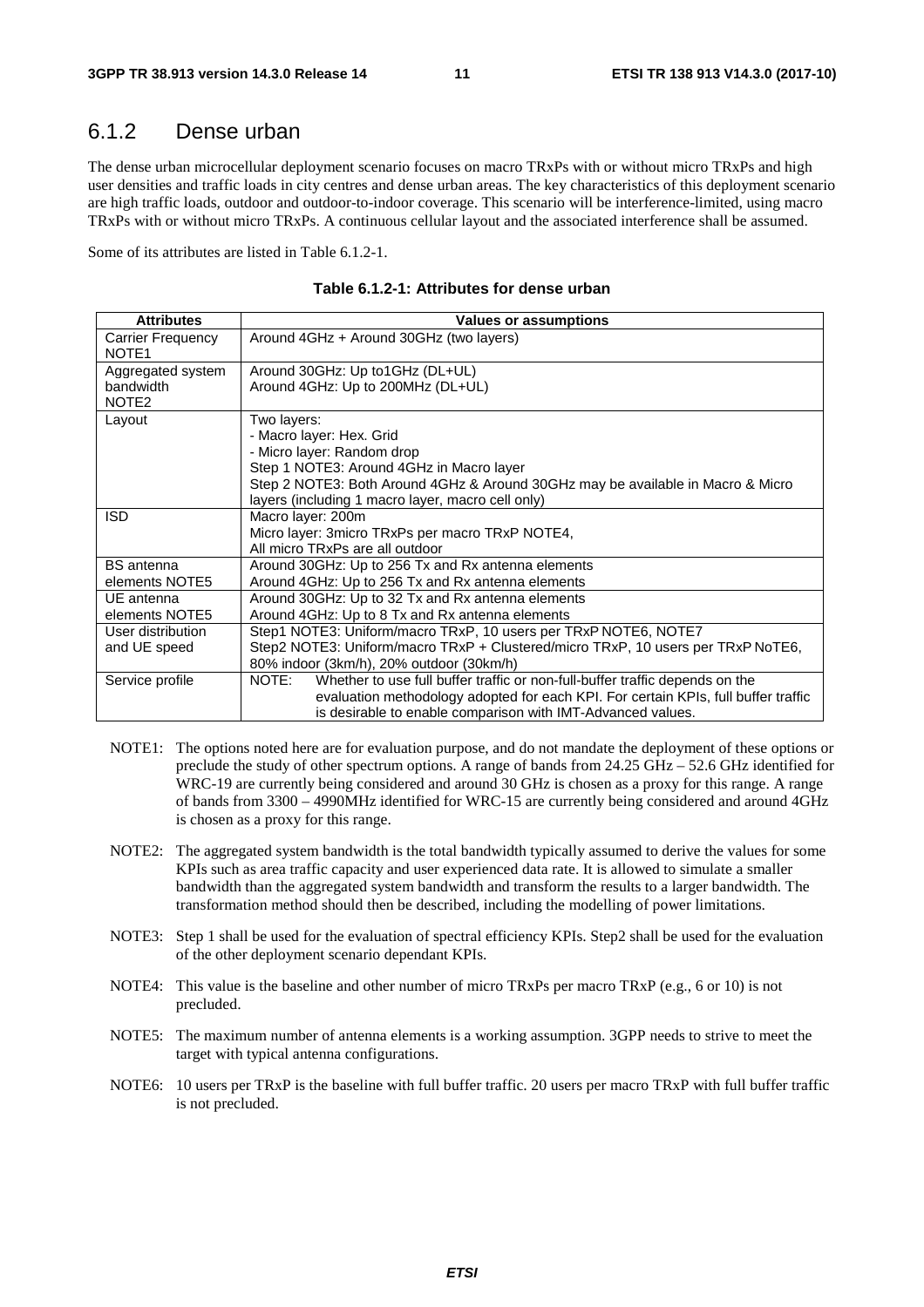## 6.1.2 Dense urban

The dense urban microcellular deployment scenario focuses on macro TRxPs with or without micro TRxPs and high user densities and traffic loads in city centres and dense urban areas. The key characteristics of this deployment scenario are high traffic loads, outdoor and outdoor-to-indoor coverage. This scenario will be interference-limited, using macro TRxPs with or without micro TRxPs. A continuous cellular layout and the associated interference shall be assumed.

Some of its attributes are listed in Table 6.1.2-1.

**Table 6.1.2-1: Attributes for dense urban**

| Attributes | Values or assumptions |
|---|---|
| Carrier Frequency NOTE1 | Around 4GHz + Around 30GHz (two layers) |
| Aggregated system bandwidth NOTE2 | Around 30GHz: Up to1GHz (DL+UL)<br>Around 4GHz: Up to 200MHz (DL+UL) |
| Layout | Two layers:<br>- Macro layer: Hex. Grid<br>- Micro layer: Random drop<br>Step 1 NOTE3: Around 4GHz in Macro layer<br>Step 2 NOTE3: Both Around 4GHz & Around 30GHz may be available in Macro & Micro layers (including 1 macro layer, macro cell only) |
| ISD | Macro layer: 200m<br>Micro layer: 3micro TRxPs per macro TRxP NOTE4,<br>All micro TRxPs are all outdoor |
| BS antenna elements NOTE5 | Around 30GHz: Up to 256 Tx and Rx antenna elements<br>Around 4GHz: Up to 256 Tx and Rx antenna elements |
| UE antenna elements NOTE5 | Around 30GHz: Up to 32 Tx and Rx antenna elements<br>Around 4GHz: Up to 8 Tx and Rx antenna elements |
| User distribution and UE speed | Step1 NOTE3: Uniform/macro TRxP, 10 users per TRxP NOTE6, NOTE7<br>Step2 NOTE3: Uniform/macro TRxP + Clustered/micro TRxP, 10 users per TRxP NoTE6, 80% indoor (3km/h), 20% outdoor (30km/h) |
| Service profile | NOTE: Whether to use full buffer traffic or non-full-buffer traffic depends on the evaluation methodology adopted for each KPI. For certain KPIs, full buffer traffic is desirable to enable comparison with IMT-Advanced values. |

NOTE1: The options noted here are for evaluation purpose, and do not mandate the deployment of these options or preclude the study of other spectrum options. A range of bands from 24.25 GHz – 52.6 GHz identified for WRC-19 are currently being considered and around 30 GHz is chosen as a proxy for this range. A range of bands from 3300 – 4990MHz identified for WRC-15 are currently being considered and around 4GHz is chosen as a proxy for this range.

NOTE2: The aggregated system bandwidth is the total bandwidth typically assumed to derive the values for some KPIs such as area traffic capacity and user experienced data rate. It is allowed to simulate a smaller bandwidth than the aggregated system bandwidth and transform the results to a larger bandwidth. The transformation method should then be described, including the modelling of power limitations.

NOTE3: Step 1 shall be used for the evaluation of spectral efficiency KPIs. Step2 shall be used for the evaluation of the other deployment scenario dependant KPIs.

NOTE4: This value is the baseline and other number of micro TRxPs per macro TRxP (e.g., 6 or 10) is not precluded.

NOTE5: The maximum number of antenna elements is a working assumption. 3GPP needs to strive to meet the target with typical antenna configurations.

NOTE6: 10 users per TRxP is the baseline with full buffer traffic. 20 users per macro TRxP with full buffer traffic is not precluded.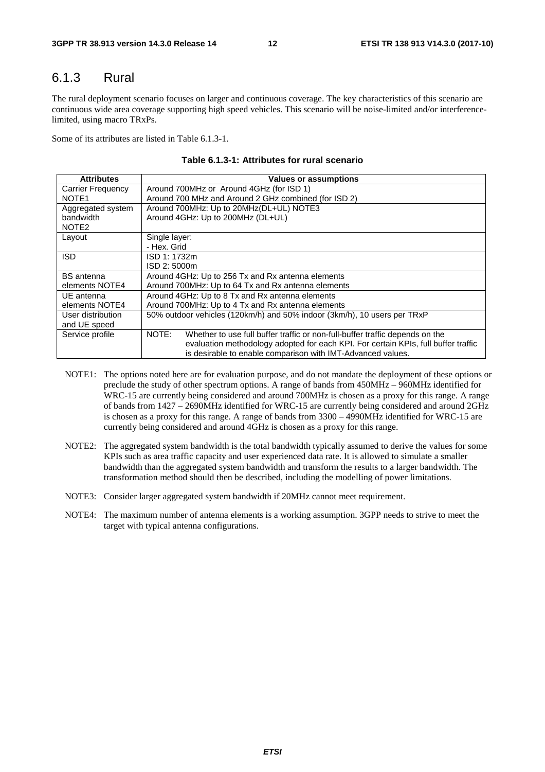### 6.1.3 Rural

The rural deployment scenario focuses on larger and continuous coverage. The key characteristics of this scenario are continuous wide area coverage supporting high speed vehicles. This scenario will be noise-limited and/or interference-limited, using macro TRxPs.

Some of its attributes are listed in Table 6.1.3-1.

**Table 6.1.3-1: Attributes for rural scenario**

| Attributes | Values or assumptions |
|---|---|
| Carrier Frequency NOTE1 | Around 700MHz or Around 4GHz (for ISD 1)<br>Around 700 MHz and Around 2 GHz combined (for ISD 2) |
| Aggregated system bandwidth NOTE2 | Around 700MHz: Up to 20MHz(DL+UL) NOTE3<br>Around 4GHz: Up to 200MHz (DL+UL) |
| Layout | Single layer:<br>- Hex. Grid |
| ISD | ISD 1: 1732m<br>ISD 2: 5000m |
| BS antenna elements NOTE4 | Around 4GHz: Up to 256 Tx and Rx antenna elements<br>Around 700MHz: Up to 64 Tx and Rx antenna elements |
| UE antenna elements NOTE4 | Around 4GHz: Up to 8 Tx and Rx antenna elements<br>Around 700MHz: Up to 4 Tx and Rx antenna elements |
| User distribution and UE speed | 50% outdoor vehicles (120km/h) and 50% indoor (3km/h), 10 users per TRxP |
| Service profile | NOTE: Whether to use full buffer traffic or non-full-buffer traffic depends on the evaluation methodology adopted for each KPI. For certain KPIs, full buffer traffic is desirable to enable comparison with IMT-Advanced values. |

NOTE1: The options noted here are for evaluation purpose, and do not mandate the deployment of these options or preclude the study of other spectrum options. A range of bands from 450MHz – 960MHz identified for WRC-15 are currently being considered and around 700MHz is chosen as a proxy for this range. A range of bands from 1427 – 2690MHz identified for WRC-15 are currently being considered and around 2GHz is chosen as a proxy for this range. A range of bands from 3300 – 4990MHz identified for WRC-15 are currently being considered and around 4GHz is chosen as a proxy for this range.

NOTE2: The aggregated system bandwidth is the total bandwidth typically assumed to derive the values for some KPIs such as area traffic capacity and user experienced data rate. It is allowed to simulate a smaller bandwidth than the aggregated system bandwidth and transform the results to a larger bandwidth. The transformation method should then be described, including the modelling of power limitations.

NOTE3: Consider larger aggregated system bandwidth if 20MHz cannot meet requirement.

NOTE4: The maximum number of antenna elements is a working assumption. 3GPP needs to strive to meet the target with typical antenna configurations.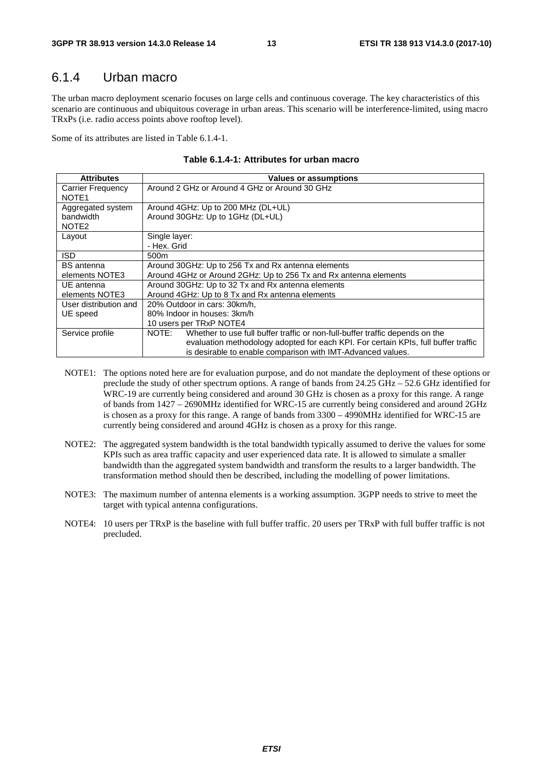### 6.1.4 Urban macro

The urban macro deployment scenario focuses on large cells and continuous coverage. The key characteristics of this scenario are continuous and ubiquitous coverage in urban areas. This scenario will be interference-limited, using macro TRxPs (i.e. radio access points above rooftop level).

Some of its attributes are listed in Table 6.1.4-1.

**Table 6.1.4-1: Attributes for urban macro**

| Attributes | Values or assumptions |
|---|---|
| Carrier Frequency NOTE1 | Around 2 GHz or Around 4 GHz or Around 30 GHz |
| Aggregated system bandwidth NOTE2 | Around 4GHz: Up to 200 MHz (DL+UL)<br>Around 30GHz: Up to 1GHz (DL+UL) |
| Layout | Single layer:<br>- Hex. Grid |
| ISD | 500m |
| BS antenna elements NOTE3 | Around 30GHz: Up to 256 Tx and Rx antenna elements<br>Around 4GHz or Around 2GHz: Up to 256 Tx and Rx antenna elements |
| UE antenna elements NOTE3 | Around 30GHz: Up to 32 Tx and Rx antenna elements<br>Around 4GHz: Up to 8 Tx and Rx antenna elements |
| User distribution and UE speed | 20% Outdoor in cars: 30km/h,<br>80% Indoor in houses: 3km/h<br>10 users per TRxP NOTE4 |
| Service profile | NOTE: Whether to use full buffer traffic or non-full-buffer traffic depends on the evaluation methodology adopted for each KPI. For certain KPIs, full buffer traffic is desirable to enable comparison with IMT-Advanced values. |

NOTE1: The options noted here are for evaluation purpose, and do not mandate the deployment of these options or preclude the study of other spectrum options. A range of bands from 24.25 GHz – 52.6 GHz identified for WRC-19 are currently being considered and around 30 GHz is chosen as a proxy for this range. A range of bands from 1427 – 2690MHz identified for WRC-15 are currently being considered and around 2GHz is chosen as a proxy for this range. A range of bands from 3300 – 4990MHz identified for WRC-15 are currently being considered and around 4GHz is chosen as a proxy for this range.

NOTE2: The aggregated system bandwidth is the total bandwidth typically assumed to derive the values for some KPIs such as area traffic capacity and user experienced data rate. It is allowed to simulate a smaller bandwidth than the aggregated system bandwidth and transform the results to a larger bandwidth. The transformation method should then be described, including the modelling of power limitations.

NOTE3: The maximum number of antenna elements is a working assumption. 3GPP needs to strive to meet the target with typical antenna configurations.

NOTE4: 10 users per TRxP is the baseline with full buffer traffic. 20 users per TRxP with full buffer traffic is not precluded.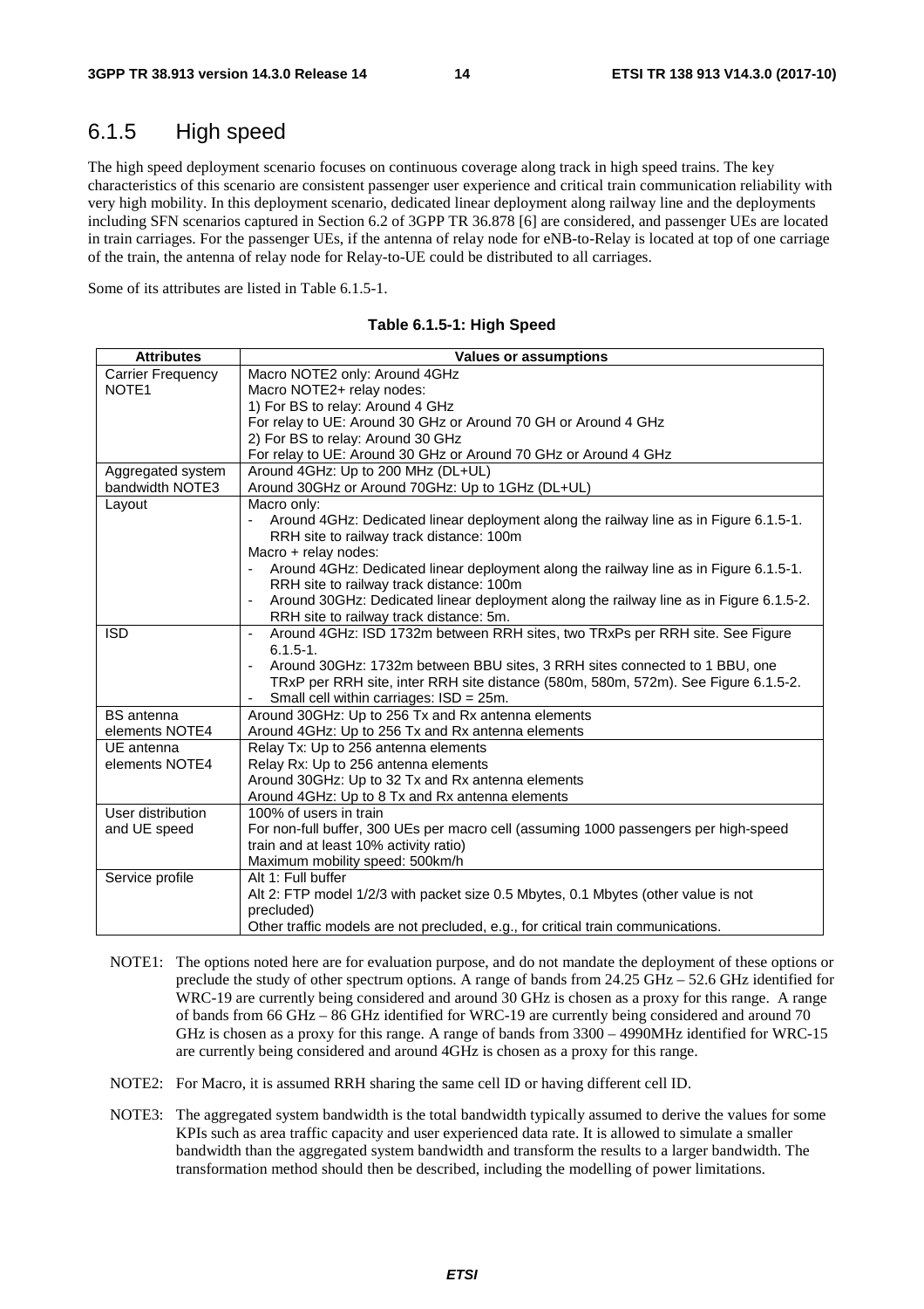## 6.1.5 High speed

The high speed deployment scenario focuses on continuous coverage along track in high speed trains. The key characteristics of this scenario are consistent passenger user experience and critical train communication reliability with very high mobility. In this deployment scenario, dedicated linear deployment along railway line and the deployments including SFN scenarios captured in Section 6.2 of 3GPP TR 36.878 [6] are considered, and passenger UEs are located in train carriages. For the passenger UEs, if the antenna of relay node for eNB-to-Relay is located at top of one carriage of the train, the antenna of relay node for Relay-to-UE could be distributed to all carriages.

Some of its attributes are listed in Table 6.1.5-1.

**Table 6.1.5-1: High Speed**

| Attributes | Values or assumptions |
|---|---|
| Carrier Frequency NOTE1 | Macro NOTE2 only: Around 4GHz<br>Macro NOTE2+ relay nodes:<br>1) For BS to relay: Around 4 GHz<br>For relay to UE: Around 30 GHz or Around 70 GH or Around 4 GHz<br>2) For BS to relay: Around 30 GHz<br>For relay to UE: Around 30 GHz or Around 70 GHz or Around 4 GHz |
| Aggregated system bandwidth NOTE3 | Around 4GHz: Up to 200 MHz (DL+UL)<br>Around 30GHz or Around 70GHz: Up to 1GHz (DL+UL) |
| Layout | Macro only:<br>- Around 4GHz: Dedicated linear deployment along the railway line as in Figure 6.1.5-1. RRH site to railway track distance: 100m<br>Macro + relay nodes:<br>- Around 4GHz: Dedicated linear deployment along the railway line as in Figure 6.1.5-1. RRH site to railway track distance: 100m<br>- Around 30GHz: Dedicated linear deployment along the railway line as in Figure 6.1.5-2. RRH site to railway track distance: 5m. |
| ISD | - Around 4GHz: ISD 1732m between RRH sites, two TRxPs per RRH site. See Figure 6.1.5-1.<br>- Around 30GHz: 1732m between BBU sites, 3 RRH sites connected to 1 BBU, one TRxP per RRH site, inter RRH site distance (580m, 580m, 572m). See Figure 6.1.5-2.<br>- Small cell within carriages: ISD = 25m. |
| BS antenna elements NOTE4 | Around 30GHz: Up to 256 Tx and Rx antenna elements<br>Around 4GHz: Up to 256 Tx and Rx antenna elements |
| UE antenna elements NOTE4 | Relay Tx: Up to 256 antenna elements<br>Relay Rx: Up to 256 antenna elements<br>Around 30GHz: Up to 32 Tx and Rx antenna elements<br>Around 4GHz: Up to 8 Tx and Rx antenna elements |
| User distribution and UE speed | 100% of users in train<br>For non-full buffer, 300 UEs per macro cell (assuming 1000 passengers per high-speed train and at least 10% activity ratio)<br>Maximum mobility speed: 500km/h |
| Service profile | Alt 1: Full buffer<br>Alt 2: FTP model 1/2/3 with packet size 0.5 Mbytes, 0.1 Mbytes (other value is not precluded)<br>Other traffic models are not precluded, e.g., for critical train communications. |

NOTE1: The options noted here are for evaluation purpose, and do not mandate the deployment of these options or preclude the study of other spectrum options. A range of bands from 24.25 GHz – 52.6 GHz identified for WRC-19 are currently being considered and around 30 GHz is chosen as a proxy for this range. A range of bands from 66 GHz – 86 GHz identified for WRC-19 are currently being considered and around 70 GHz is chosen as a proxy for this range. A range of bands from 3300 – 4990MHz identified for WRC-15 are currently being considered and around 4GHz is chosen as a proxy for this range.

NOTE2: For Macro, it is assumed RRH sharing the same cell ID or having different cell ID.

NOTE3: The aggregated system bandwidth is the total bandwidth typically assumed to derive the values for some KPIs such as area traffic capacity and user experienced data rate. It is allowed to simulate a smaller bandwidth than the aggregated system bandwidth and transform the results to a larger bandwidth. The transformation method should then be described, including the modelling of power limitations.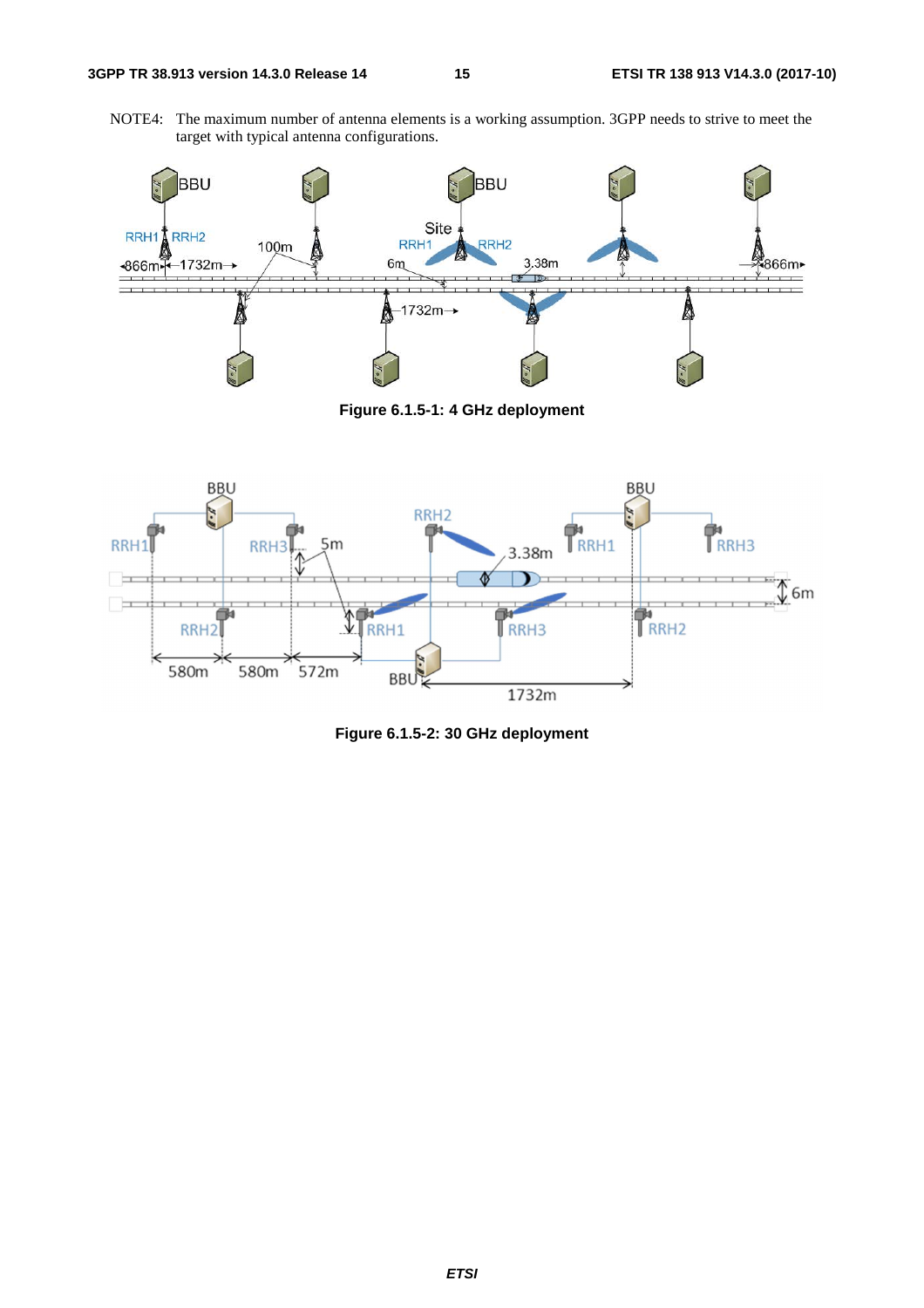NOTE4: The maximum number of antenna elements is a working assumption. 3GPP needs to strive to meet the target with typical antenna configurations.

**Figure 6.1.5-1: 4 GHz deployment**

**Figure 6.1.5-2: 30 GHz deployment**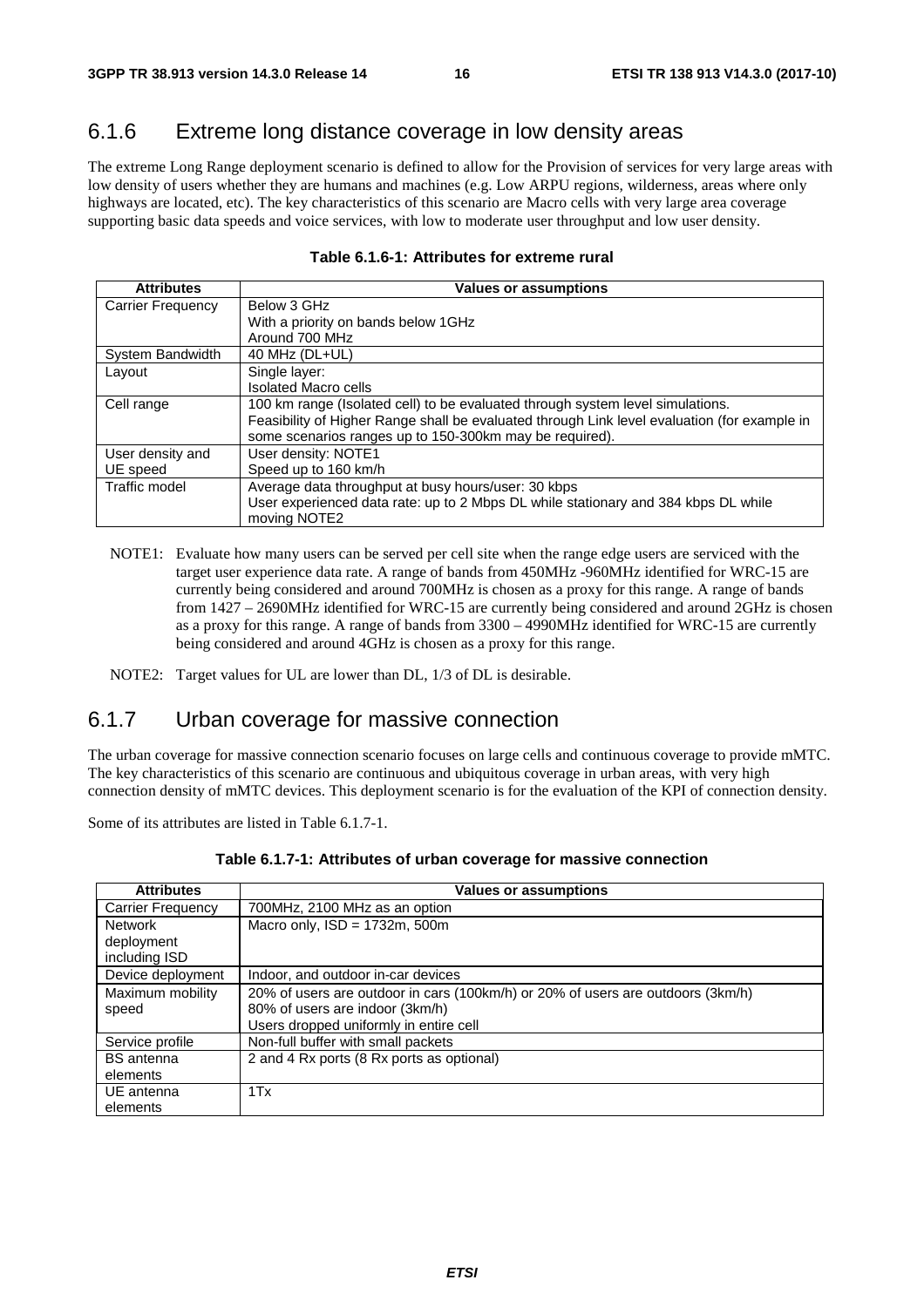### 6.1.6 Extreme long distance coverage in low density areas

The extreme Long Range deployment scenario is defined to allow for the Provision of services for very large areas with low density of users whether they are humans and machines (e.g. Low ARPU regions, wilderness, areas where only highways are located, etc). The key characteristics of this scenario are Macro cells with very large area coverage supporting basic data speeds and voice services, with low to moderate user throughput and low user density.

**Table 6.1.6-1: Attributes for extreme rural**

| Attributes | Values or assumptions |
|---|---|
| Carrier Frequency | Below 3 GHz<br>With a priority on bands below 1GHz<br>Around 700 MHz |
| System Bandwidth | 40 MHz (DL+UL) |
| Layout | Single layer:<br>Isolated Macro cells |
| Cell range | 100 km range (Isolated cell) to be evaluated through system level simulations.<br>Feasibility of Higher Range shall be evaluated through Link level evaluation (for example in some scenarios ranges up to 150-300km may be required). |
| User density and UE speed | User density: NOTE1<br>Speed up to 160 km/h |
| Traffic model | Average data throughput at busy hours/user: 30 kbps<br>User experienced data rate: up to 2 Mbps DL while stationary and 384 kbps DL while moving NOTE2 |

NOTE1: Evaluate how many users can be served per cell site when the range edge users are serviced with the target user experience data rate. A range of bands from 450MHz -960MHz identified for WRC-15 are currently being considered and around 700MHz is chosen as a proxy for this range. A range of bands from 1427 – 2690MHz identified for WRC-15 are currently being considered and around 2GHz is chosen as a proxy for this range. A range of bands from 3300 – 4990MHz identified for WRC-15 are currently being considered and around 4GHz is chosen as a proxy for this range.

NOTE2: Target values for UL are lower than DL, 1/3 of DL is desirable.

### 6.1.7 Urban coverage for massive connection

The urban coverage for massive connection scenario focuses on large cells and continuous coverage to provide mMTC. The key characteristics of this scenario are continuous and ubiquitous coverage in urban areas, with very high connection density of mMTC devices. This deployment scenario is for the evaluation of the KPI of connection density.

Some of its attributes are listed in Table 6.1.7-1.

**Table 6.1.7-1: Attributes of urban coverage for massive connection**

| Attributes | Values or assumptions |
|---|---|
| Carrier Frequency | 700MHz, 2100 MHz as an option |
| Network deployment including ISD | Macro only, ISD = 1732m, 500m |
| Device deployment | Indoor, and outdoor in-car devices |
| Maximum mobility speed | 20% of users are outdoor in cars (100km/h) or 20% of users are outdoors (3km/h)<br>80% of users are indoor (3km/h)<br>Users dropped uniformly in entire cell |
| Service profile | Non-full buffer with small packets |
| BS antenna elements | 2 and 4 Rx ports (8 Rx ports as optional) |
| UE antenna elements | 1Tx |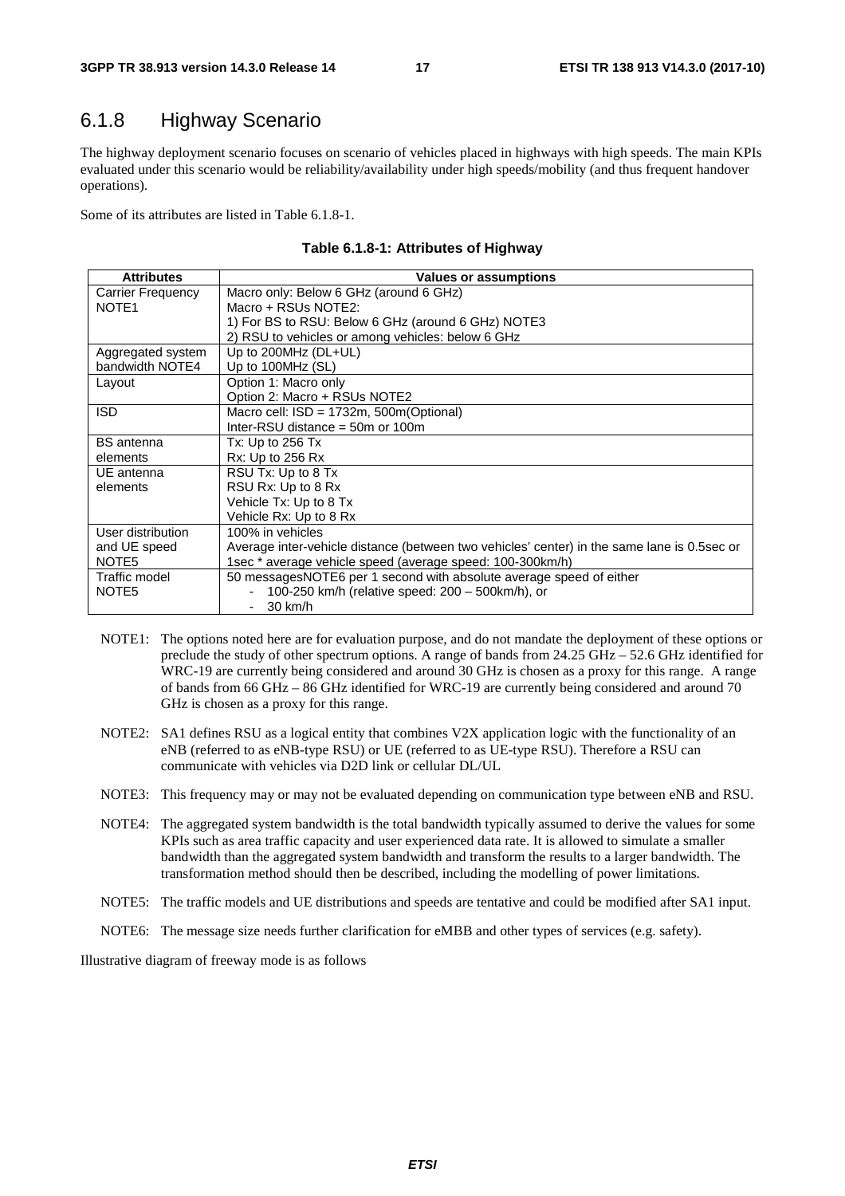## 6.1.8 Highway Scenario

The highway deployment scenario focuses on scenario of vehicles placed in highways with high speeds. The main KPIs evaluated under this scenario would be reliability/availability under high speeds/mobility (and thus frequent handover operations).

Some of its attributes are listed in Table 6.1.8-1.

**Table 6.1.8-1: Attributes of Highway**

| Attributes | Values or assumptions |
|---|---|
| Carrier Frequency NOTE1 | Macro only: Below 6 GHz (around 6 GHz)<br>Macro + RSUs NOTE2:<br>1) For BS to RSU: Below 6 GHz (around 6 GHz) NOTE3<br>2) RSU to vehicles or among vehicles: below 6 GHz |
| Aggregated system bandwidth NOTE4 | Up to 200MHz (DL+UL)<br>Up to 100MHz (SL) |
| Layout | Option 1: Macro only<br>Option 2: Macro + RSUs NOTE2 |
| ISD | Macro cell: ISD = 1732m, 500m(Optional)<br>Inter-RSU distance = 50m or 100m |
| BS antenna elements | Tx: Up to 256 Tx<br>Rx: Up to 256 Rx |
| UE antenna elements | RSU Tx: Up to 8 Tx<br>RSU Rx: Up to 8 Rx<br>Vehicle Tx: Up to 8 Tx<br>Vehicle Rx: Up to 8 Rx |
| User distribution and UE speed NOTE5 | 100% in vehicles<br>Average inter-vehicle distance (between two vehicles' center) in the same lane is 0.5sec or 1sec * average vehicle speed (average speed: 100-300km/h) |
| Traffic model NOTE5 | 50 messagesNOTE6 per 1 second with absolute average speed of either<br>- 100-250 km/h (relative speed: 200 – 500km/h), or<br>- 30 km/h |

NOTE1: The options noted here are for evaluation purpose, and do not mandate the deployment of these options or preclude the study of other spectrum options. A range of bands from 24.25 GHz – 52.6 GHz identified for WRC-19 are currently being considered and around 30 GHz is chosen as a proxy for this range. A range of bands from 66 GHz – 86 GHz identified for WRC-19 are currently being considered and around 70 GHz is chosen as a proxy for this range.

NOTE2: SA1 defines RSU as a logical entity that combines V2X application logic with the functionality of an eNB (referred to as eNB-type RSU) or UE (referred to as UE-type RSU). Therefore a RSU can communicate with vehicles via D2D link or cellular DL/UL

NOTE3: This frequency may or may not be evaluated depending on communication type between eNB and RSU.

NOTE4: The aggregated system bandwidth is the total bandwidth typically assumed to derive the values for some KPIs such as area traffic capacity and user experienced data rate. It is allowed to simulate a smaller bandwidth than the aggregated system bandwidth and transform the results to a larger bandwidth. The transformation method should then be described, including the modelling of power limitations.

NOTE5: The traffic models and UE distributions and speeds are tentative and could be modified after SA1 input.

NOTE6: The message size needs further clarification for eMBB and other types of services (e.g. safety).

Illustrative diagram of freeway mode is as follows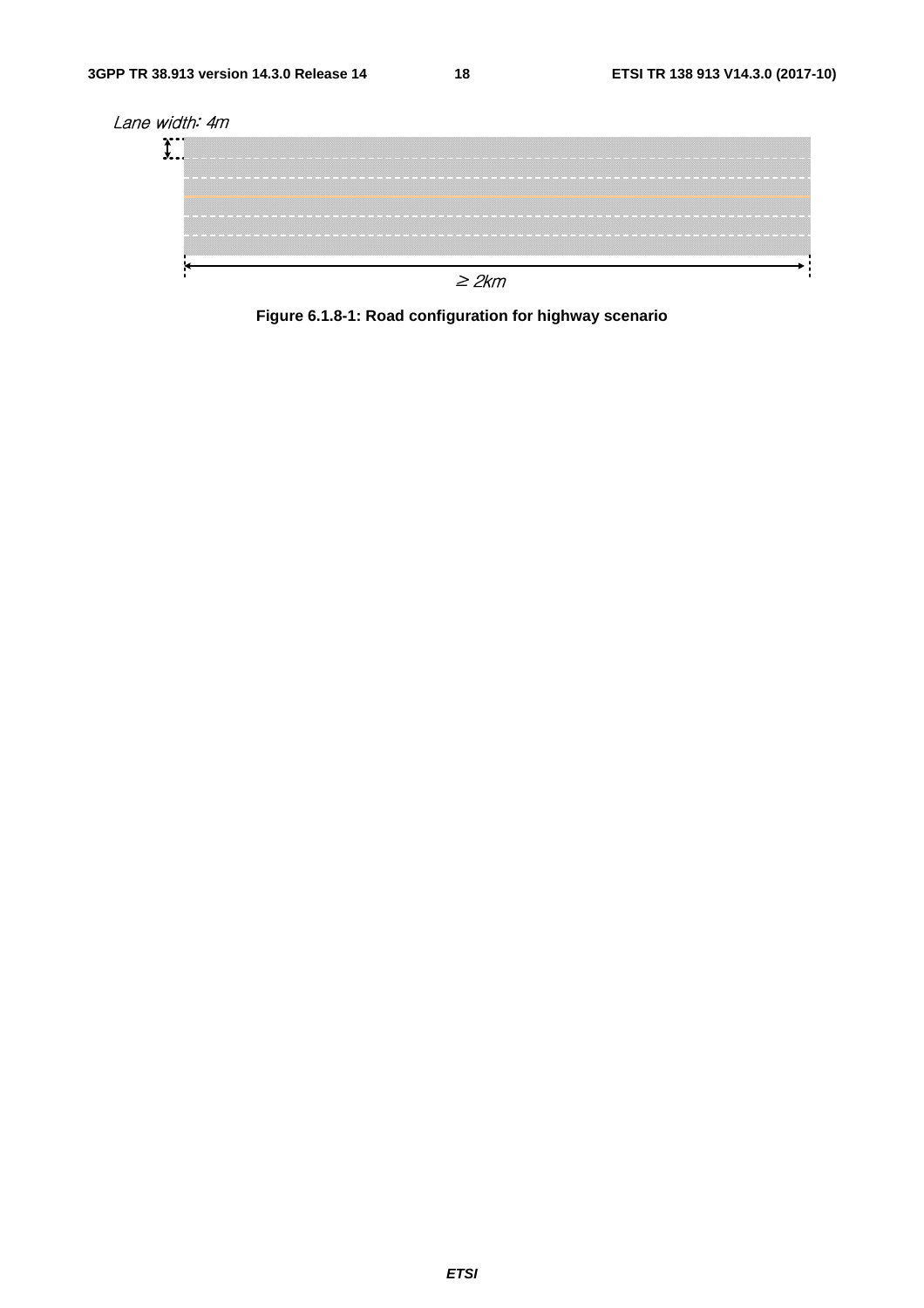Lane width: 4m

≥ 2km

**Figure 6.1.8-1: Road configuration for highway scenario**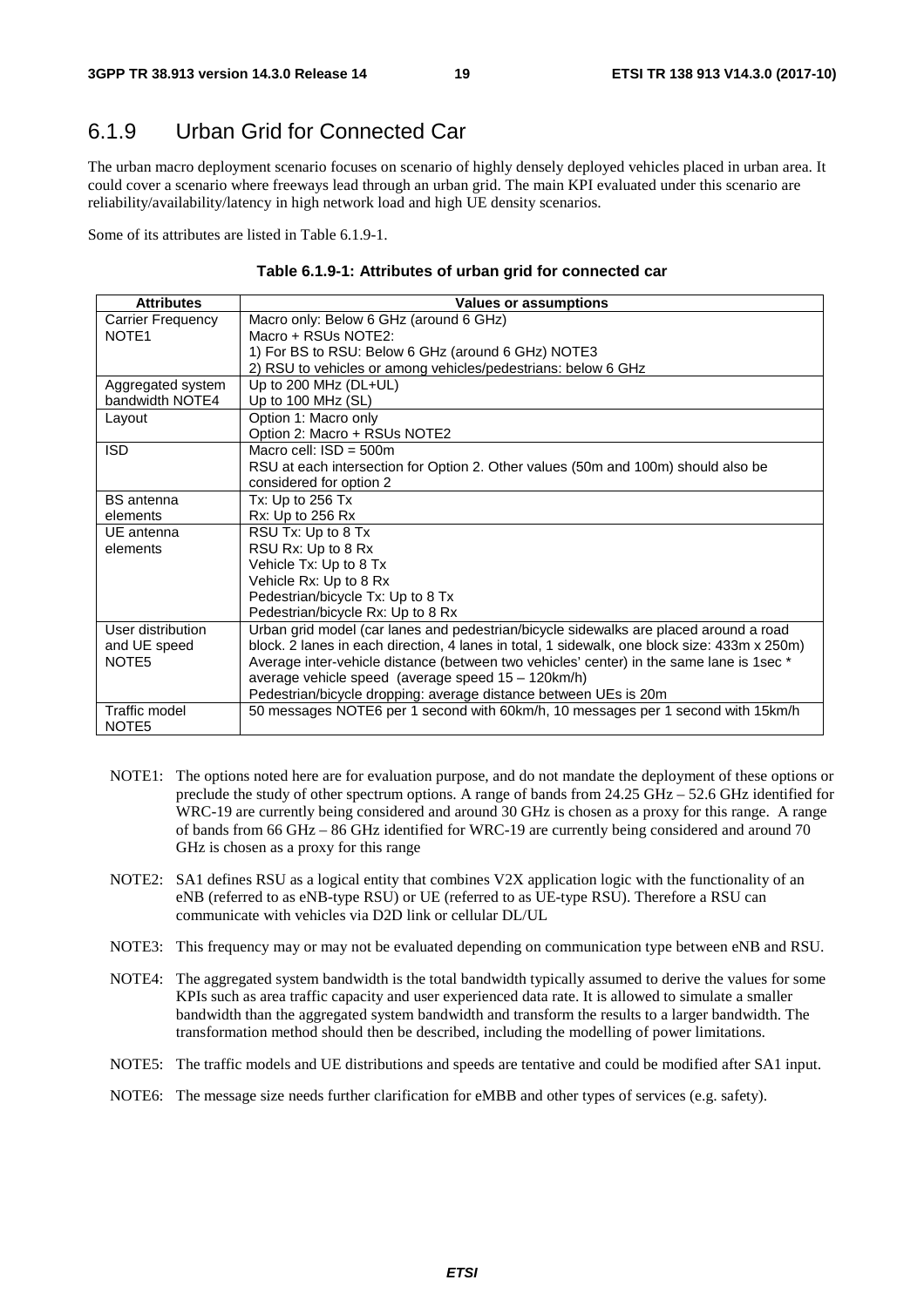## 6.1.9 Urban Grid for Connected Car

The urban macro deployment scenario focuses on scenario of highly densely deployed vehicles placed in urban area. It could cover a scenario where freeways lead through an urban grid. The main KPI evaluated under this scenario are reliability/availability/latency in high network load and high UE density scenarios.

Some of its attributes are listed in Table 6.1.9-1.

**Table 6.1.9-1: Attributes of urban grid for connected car**

| Attributes | Values or assumptions |
|---|---|
| Carrier Frequency NOTE1 | Macro only: Below 6 GHz (around 6 GHz)<br>Macro + RSUs NOTE2:<br>1) For BS to RSU: Below 6 GHz (around 6 GHz) NOTE3<br>2) RSU to vehicles or among vehicles/pedestrians: below 6 GHz |
| Aggregated system bandwidth NOTE4 | Up to 200 MHz (DL+UL)<br>Up to 100 MHz (SL) |
| Layout | Option 1: Macro only<br>Option 2: Macro + RSUs NOTE2 |
| ISD | Macro cell: ISD = 500m<br>RSU at each intersection for Option 2. Other values (50m and 100m) should also be considered for option 2 |
| BS antenna elements | Tx: Up to 256 Tx<br>Rx: Up to 256 Rx |
| UE antenna elements | RSU Tx: Up to 8 Tx<br>RSU Rx: Up to 8 Rx<br>Vehicle Tx: Up to 8 Tx<br>Vehicle Rx: Up to 8 Rx<br>Pedestrian/bicycle Tx: Up to 8 Tx<br>Pedestrian/bicycle Rx: Up to 8 Rx |
| User distribution and UE speed NOTE5 | Urban grid model (car lanes and pedestrian/bicycle sidewalks are placed around a road block. 2 lanes in each direction, 4 lanes in total, 1 sidewalk, one block size: 433m x 250m)<br>Average inter-vehicle distance (between two vehicles' center) in the same lane is 1sec * average vehicle speed (average speed 15 – 120km/h)<br>Pedestrian/bicycle dropping: average distance between UEs is 20m |
| Traffic model NOTE5 | 50 messages NOTE6 per 1 second with 60km/h, 10 messages per 1 second with 15km/h |

NOTE1: The options noted here are for evaluation purpose, and do not mandate the deployment of these options or preclude the study of other spectrum options. A range of bands from 24.25 GHz – 52.6 GHz identified for WRC-19 are currently being considered and around 30 GHz is chosen as a proxy for this range. A range of bands from 66 GHz – 86 GHz identified for WRC-19 are currently being considered and around 70 GHz is chosen as a proxy for this range

NOTE2: SA1 defines RSU as a logical entity that combines V2X application logic with the functionality of an eNB (referred to as eNB-type RSU) or UE (referred to as UE-type RSU). Therefore a RSU can communicate with vehicles via D2D link or cellular DL/UL

NOTE3: This frequency may or may not be evaluated depending on communication type between eNB and RSU.

NOTE4: The aggregated system bandwidth is the total bandwidth typically assumed to derive the values for some KPIs such as area traffic capacity and user experienced data rate. It is allowed to simulate a smaller bandwidth than the aggregated system bandwidth and transform the results to a larger bandwidth. The transformation method should then be described, including the modelling of power limitations.

NOTE5: The traffic models and UE distributions and speeds are tentative and could be modified after SA1 input.

NOTE6: The message size needs further clarification for eMBB and other types of services (e.g. safety).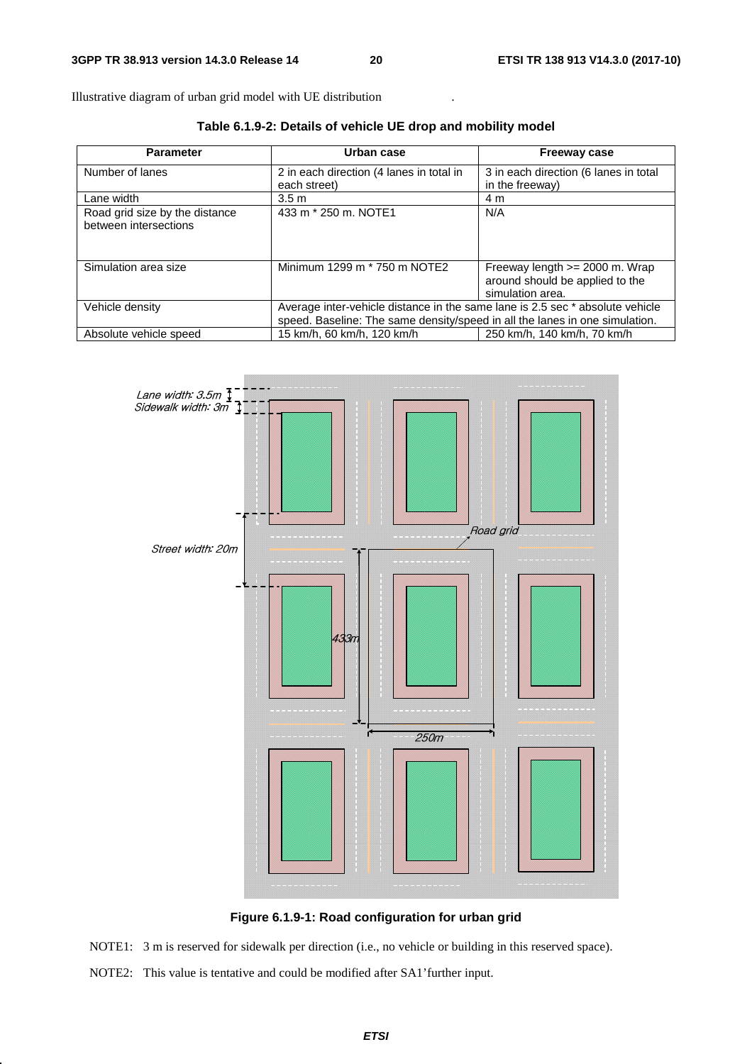Illustrative diagram of urban grid model with UE distribution .

**Table 6.1.9-2: Details of vehicle UE drop and mobility model**

| Parameter | Urban case | Freeway case |
| --- | --- | --- |
| Number of lanes | 2 in each direction (4 lanes in total in each street) | 3 in each direction (6 lanes in total in the freeway) |
| Lane width | 3.5 m | 4 m |
| Road grid size by the distance between intersections | 433 m * 250 m. NOTE1 | N/A |
| Simulation area size | Minimum 1299 m * 750 m NOTE2 | Freeway length >= 2000 m. Wrap around should be applied to the simulation area. |
| Vehicle density | Average inter-vehicle distance in the same lane is 2.5 sec * absolute vehicle speed. Baseline: The same density/speed in all the lanes in one simulation. | |
| Absolute vehicle speed | 15 km/h, 60 km/h, 120 km/h | 250 km/h, 140 km/h, 70 km/h |

**Figure 6.1.9-1: Road configuration for urban grid**

NOTE1: 3 m is reserved for sidewalk per direction (i.e., no vehicle or building in this reserved space).

NOTE2: This value is tentative and could be modified after SA1'further input.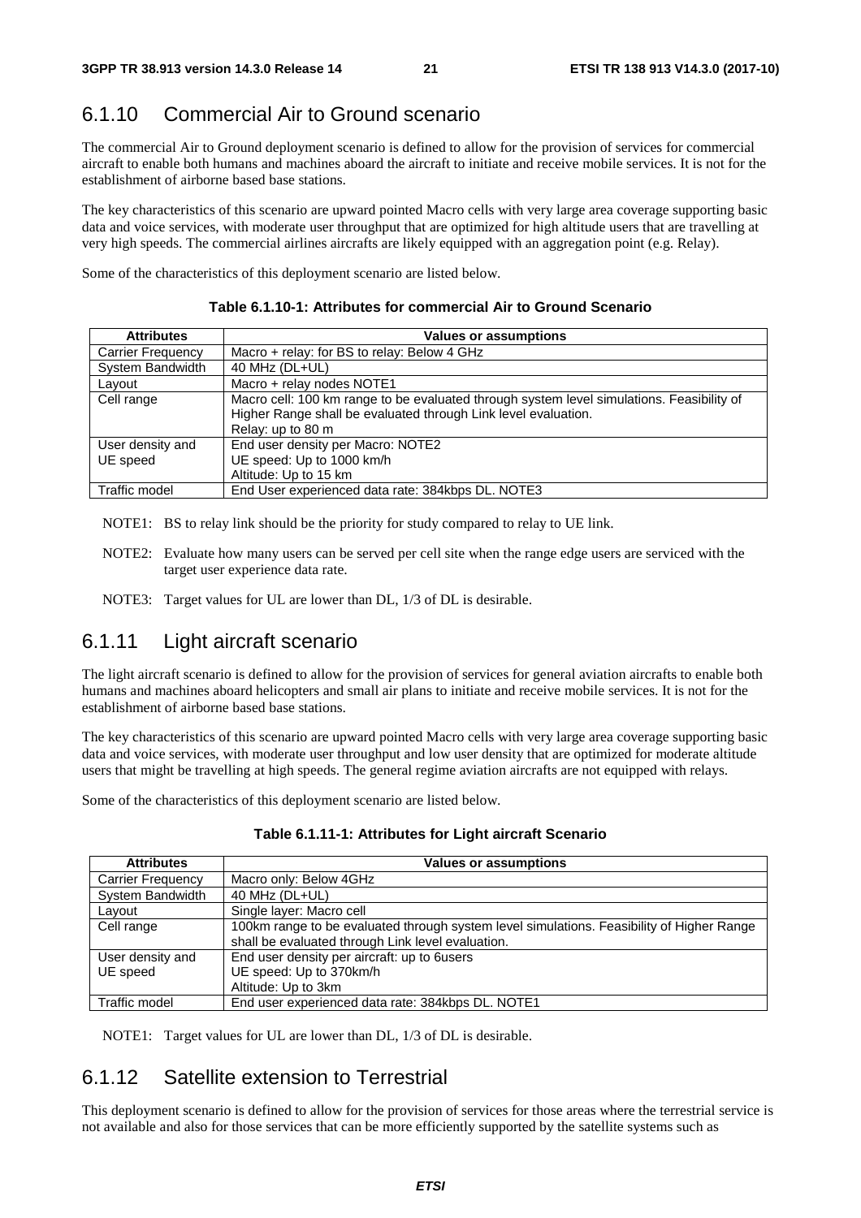## 6.1.10 Commercial Air to Ground scenario

The commercial Air to Ground deployment scenario is defined to allow for the provision of services for commercial aircraft to enable both humans and machines aboard the aircraft to initiate and receive mobile services. It is not for the establishment of airborne based base stations.

The key characteristics of this scenario are upward pointed Macro cells with very large area coverage supporting basic data and voice services, with moderate user throughput that are optimized for high altitude users that are travelling at very high speeds. The commercial airlines aircrafts are likely equipped with an aggregation point (e.g. Relay).

Some of the characteristics of this deployment scenario are listed below.

**Table 6.1.10-1: Attributes for commercial Air to Ground Scenario**

| Attributes | Values or assumptions |
|---|---|
| Carrier Frequency | Macro + relay: for BS to relay: Below 4 GHz |
| System Bandwidth | 40 MHz (DL+UL) |
| Layout | Macro + relay nodes NOTE1 |
| Cell range | Macro cell: 100 km range to be evaluated through system level simulations. Feasibility of Higher Range shall be evaluated through Link level evaluation.<br>Relay: up to 80 m |
| User density and UE speed | End user density per Macro: NOTE2<br>UE speed: Up to 1000 km/h<br>Altitude: Up to 15 km |
| Traffic model | End User experienced data rate: 384kbps DL. NOTE3 |

NOTE1: BS to relay link should be the priority for study compared to relay to UE link.

NOTE2: Evaluate how many users can be served per cell site when the range edge users are serviced with the target user experience data rate.

NOTE3: Target values for UL are lower than DL, 1/3 of DL is desirable.

## 6.1.11 Light aircraft scenario

The light aircraft scenario is defined to allow for the provision of services for general aviation aircrafts to enable both humans and machines aboard helicopters and small air plans to initiate and receive mobile services. It is not for the establishment of airborne based base stations.

The key characteristics of this scenario are upward pointed Macro cells with very large area coverage supporting basic data and voice services, with moderate user throughput and low user density that are optimized for moderate altitude users that might be travelling at high speeds. The general regime aviation aircrafts are not equipped with relays.

Some of the characteristics of this deployment scenario are listed below.

**Table 6.1.11-1: Attributes for Light aircraft Scenario**

| Attributes | Values or assumptions |
|---|---|
| Carrier Frequency | Macro only: Below 4GHz |
| System Bandwidth | 40 MHz (DL+UL) |
| Layout | Single layer: Macro cell |
| Cell range | 100km range to be evaluated through system level simulations. Feasibility of Higher Range shall be evaluated through Link level evaluation. |
| User density and UE speed | End user density per aircraft: up to 6users<br>UE speed: Up to 370km/h<br>Altitude: Up to 3km |
| Traffic model | End user experienced data rate: 384kbps DL. NOTE1 |

NOTE1: Target values for UL are lower than DL, 1/3 of DL is desirable.

## 6.1.12 Satellite extension to Terrestrial

This deployment scenario is defined to allow for the provision of services for those areas where the terrestrial service is not available and also for those services that can be more efficiently supported by the satellite systems such as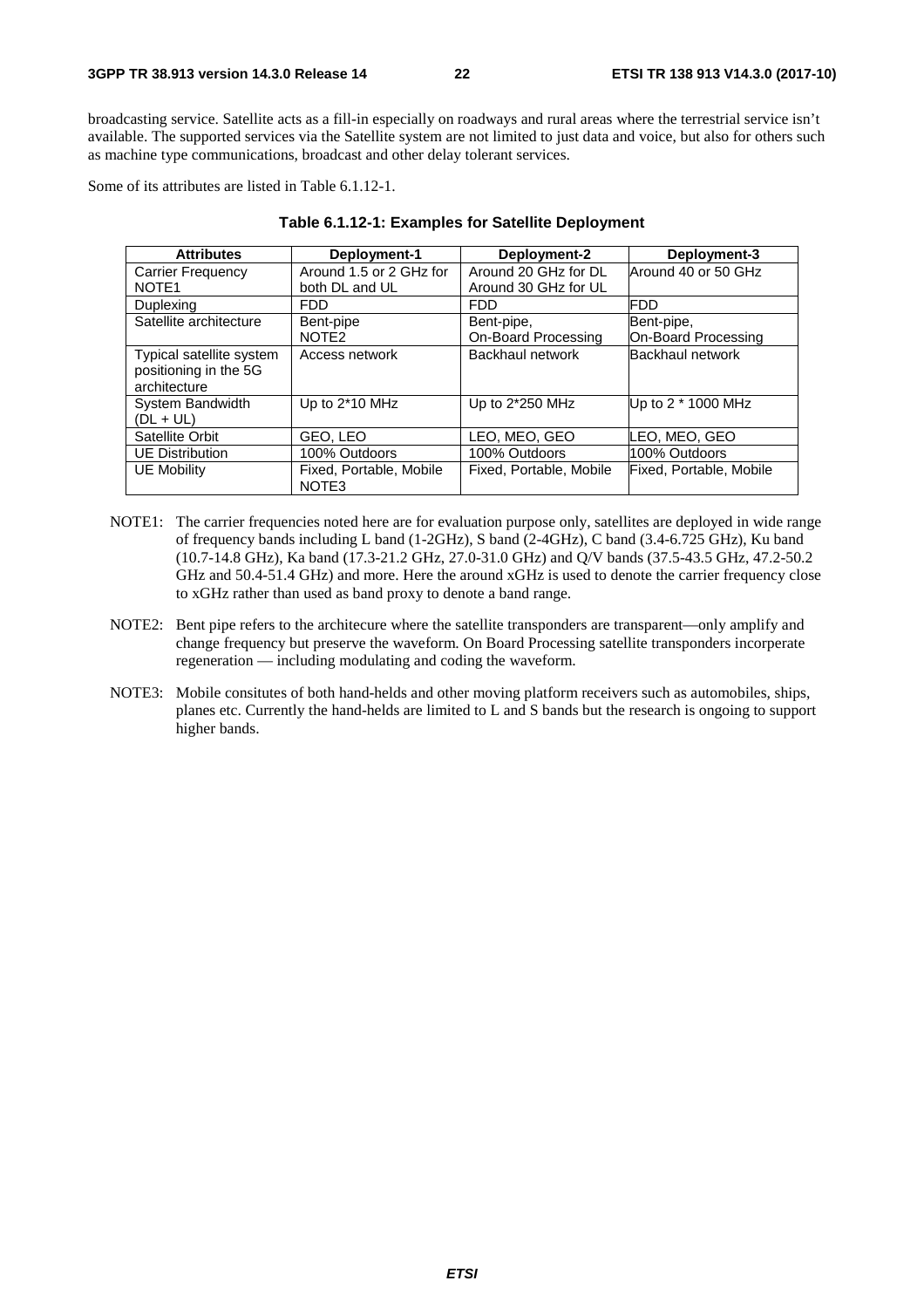broadcasting service. Satellite acts as a fill-in especially on roadways and rural areas where the terrestrial service isn't available. The supported services via the Satellite system are not limited to just data and voice, but also for others such as machine type communications, broadcast and other delay tolerant services.

Some of its attributes are listed in Table 6.1.12-1.

**Table 6.1.12-1: Examples for Satellite Deployment**

| Attributes | Deployment-1 | Deployment-2 | Deployment-3 |
|---|---|---|---|
| Carrier Frequency NOTE1 | Around 1.5 or 2 GHz for both DL and UL | Around 20 GHz for DL Around 30 GHz for UL | Around 40 or 50 GHz |
| Duplexing | FDD | FDD | FDD |
| Satellite architecture | Bent-pipe NOTE2 | Bent-pipe, On-Board Processing | Bent-pipe, On-Board Processing |
| Typical satellite system positioning in the 5G architecture | Access network | Backhaul network | Backhaul network |
| System Bandwidth (DL + UL) | Up to 2*10 MHz | Up to 2*250 MHz | Up to 2 * 1000 MHz |
| Satellite Orbit | GEO, LEO | LEO, MEO, GEO | LEO, MEO, GEO |
| UE Distribution | 100% Outdoors | 100% Outdoors | 100% Outdoors |
| UE Mobility | Fixed, Portable, Mobile NOTE3 | Fixed, Portable, Mobile | Fixed, Portable, Mobile |

NOTE1: The carrier frequencies noted here are for evaluation purpose only, satellites are deployed in wide range of frequency bands including L band (1-2GHz), S band (2-4GHz), C band (3.4-6.725 GHz), Ku band (10.7-14.8 GHz), Ka band (17.3-21.2 GHz, 27.0-31.0 GHz) and Q/V bands (37.5-43.5 GHz, 47.2-50.2 GHz and 50.4-51.4 GHz) and more. Here the around xGHz is used to denote the carrier frequency close to xGHz rather than used as band proxy to denote a band range.

NOTE2: Bent pipe refers to the architecure where the satellite transponders are transparent—only amplify and change frequency but preserve the waveform. On Board Processing satellite transponders incorperate regeneration — including modulating and coding the waveform.

NOTE3: Mobile consitutes of both hand-helds and other moving platform receivers such as automobiles, ships, planes etc. Currently the hand-helds are limited to L and S bands but the research is ongoing to support higher bands.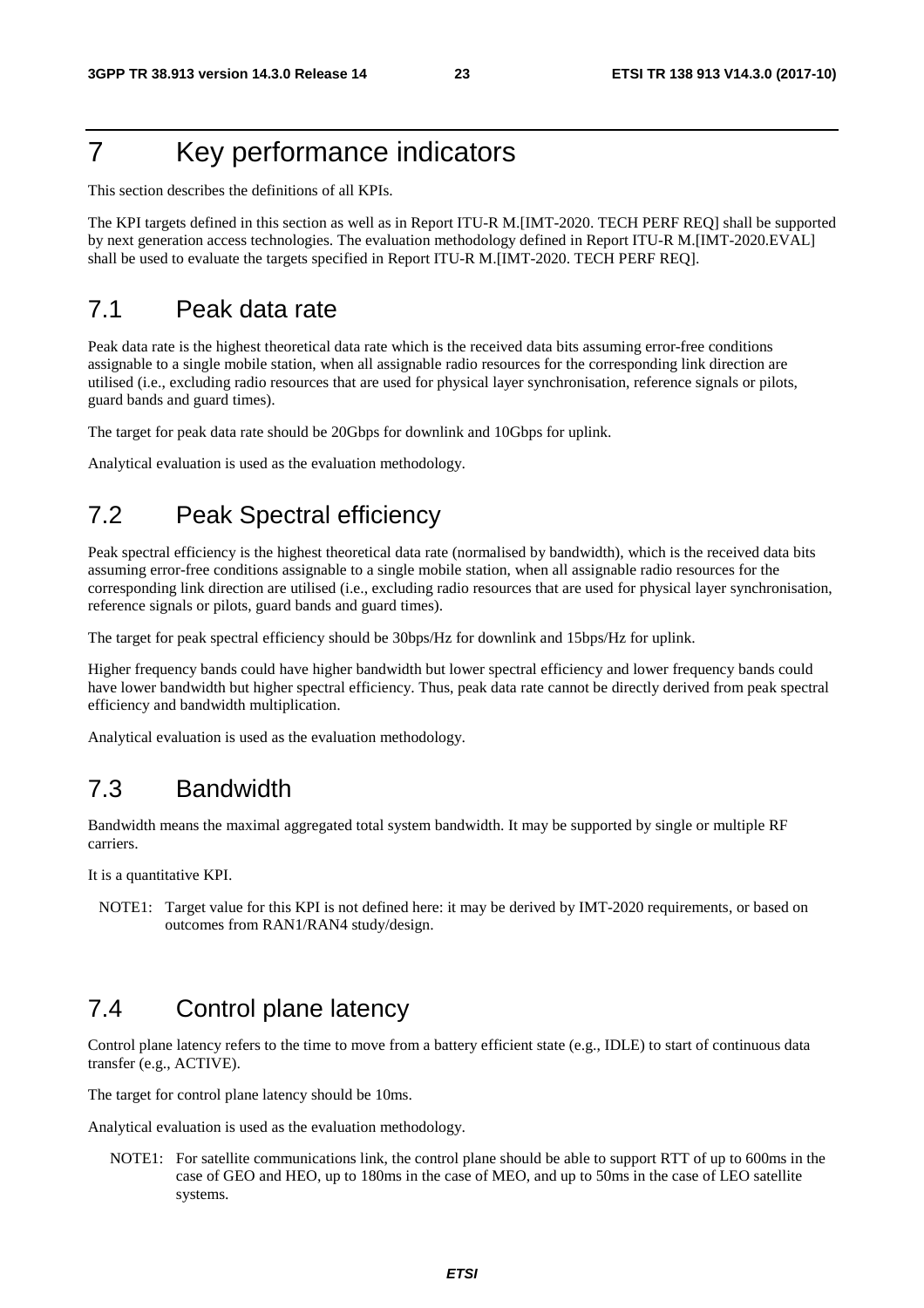# 7 Key performance indicators

This section describes the definitions of all KPIs.

The KPI targets defined in this section as well as in Report ITU-R M.[IMT-2020. TECH PERF REQ] shall be supported by next generation access technologies. The evaluation methodology defined in Report ITU-R M.[IMT-2020.EVAL] shall be used to evaluate the targets specified in Report ITU-R M.[IMT-2020. TECH PERF REQ].

## 7.1 Peak data rate

Peak data rate is the highest theoretical data rate which is the received data bits assuming error-free conditions assignable to a single mobile station, when all assignable radio resources for the corresponding link direction are utilised (i.e., excluding radio resources that are used for physical layer synchronisation, reference signals or pilots, guard bands and guard times).

The target for peak data rate should be 20Gbps for downlink and 10Gbps for uplink.

Analytical evaluation is used as the evaluation methodology.

## 7.2 Peak Spectral efficiency

Peak spectral efficiency is the highest theoretical data rate (normalised by bandwidth), which is the received data bits assuming error-free conditions assignable to a single mobile station, when all assignable radio resources for the corresponding link direction are utilised (i.e., excluding radio resources that are used for physical layer synchronisation, reference signals or pilots, guard bands and guard times).

The target for peak spectral efficiency should be 30bps/Hz for downlink and 15bps/Hz for uplink.

Higher frequency bands could have higher bandwidth but lower spectral efficiency and lower frequency bands could have lower bandwidth but higher spectral efficiency. Thus, peak data rate cannot be directly derived from peak spectral efficiency and bandwidth multiplication.

Analytical evaluation is used as the evaluation methodology.

## 7.3 Bandwidth

Bandwidth means the maximal aggregated total system bandwidth. It may be supported by single or multiple RF carriers.

It is a quantitative KPI.

NOTE1: Target value for this KPI is not defined here: it may be derived by IMT-2020 requirements, or based on outcomes from RAN1/RAN4 study/design.

## 7.4 Control plane latency

Control plane latency refers to the time to move from a battery efficient state (e.g., IDLE) to start of continuous data transfer (e.g., ACTIVE).

The target for control plane latency should be 10ms.

Analytical evaluation is used as the evaluation methodology.

NOTE1: For satellite communications link, the control plane should be able to support RTT of up to 600ms in the case of GEO and HEO, up to 180ms in the case of MEO, and up to 50ms in the case of LEO satellite systems.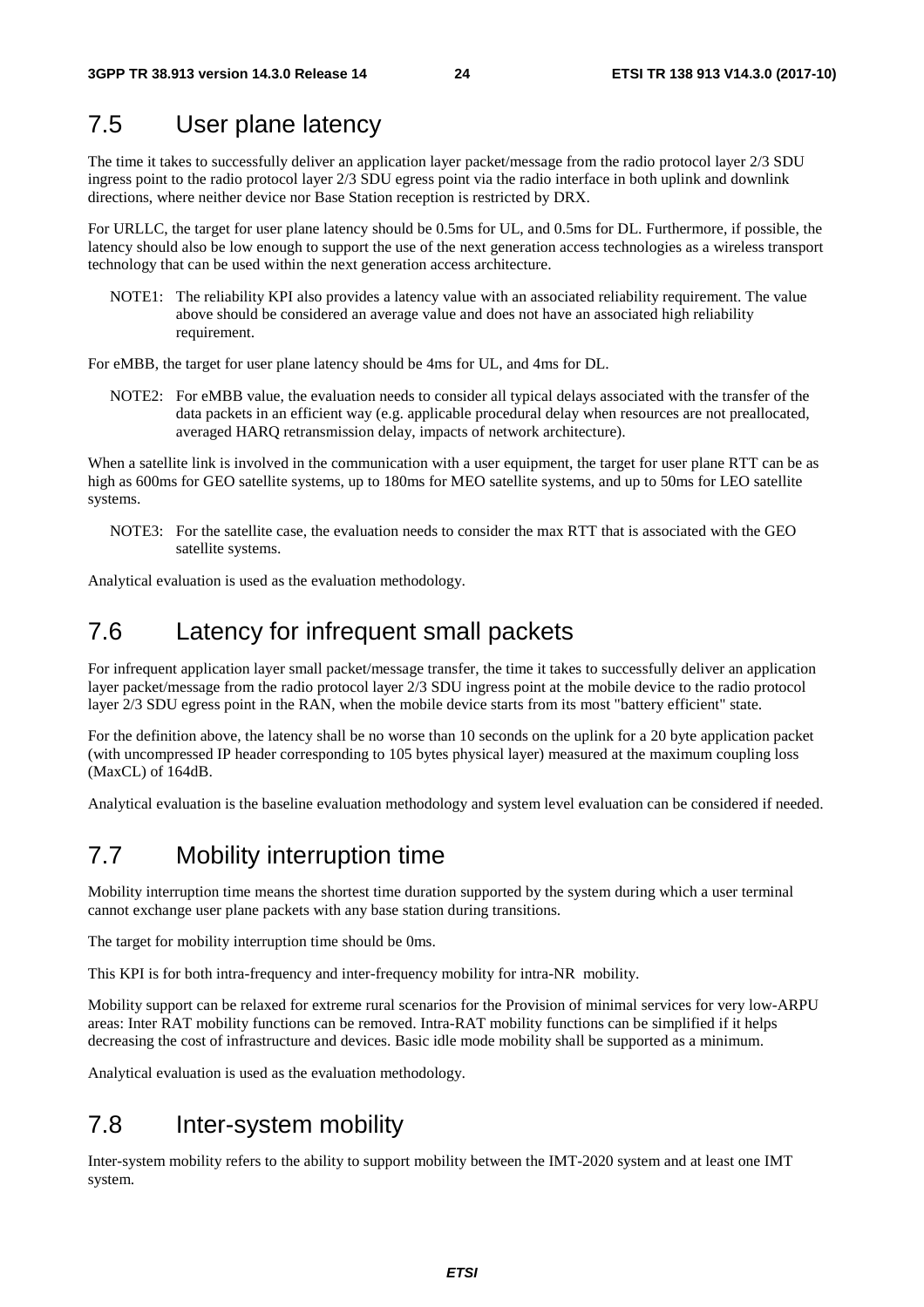## 7.5 User plane latency

The time it takes to successfully deliver an application layer packet/message from the radio protocol layer 2/3 SDU ingress point to the radio protocol layer 2/3 SDU egress point via the radio interface in both uplink and downlink directions, where neither device nor Base Station reception is restricted by DRX.

For URLLC, the target for user plane latency should be 0.5ms for UL, and 0.5ms for DL. Furthermore, if possible, the latency should also be low enough to support the use of the next generation access technologies as a wireless transport technology that can be used within the next generation access architecture.

NOTE1: The reliability KPI also provides a latency value with an associated reliability requirement. The value above should be considered an average value and does not have an associated high reliability requirement.

For eMBB, the target for user plane latency should be 4ms for UL, and 4ms for DL.

NOTE2: For eMBB value, the evaluation needs to consider all typical delays associated with the transfer of the data packets in an efficient way (e.g. applicable procedural delay when resources are not preallocated, averaged HARQ retransmission delay, impacts of network architecture).

When a satellite link is involved in the communication with a user equipment, the target for user plane RTT can be as high as 600ms for GEO satellite systems, up to 180ms for MEO satellite systems, and up to 50ms for LEO satellite systems.

NOTE3: For the satellite case, the evaluation needs to consider the max RTT that is associated with the GEO satellite systems.

Analytical evaluation is used as the evaluation methodology.

## 7.6 Latency for infrequent small packets

For infrequent application layer small packet/message transfer, the time it takes to successfully deliver an application layer packet/message from the radio protocol layer 2/3 SDU ingress point at the mobile device to the radio protocol layer 2/3 SDU egress point in the RAN, when the mobile device starts from its most "battery efficient" state.

For the definition above, the latency shall be no worse than 10 seconds on the uplink for a 20 byte application packet (with uncompressed IP header corresponding to 105 bytes physical layer) measured at the maximum coupling loss (MaxCL) of 164dB.

Analytical evaluation is the baseline evaluation methodology and system level evaluation can be considered if needed.

## 7.7 Mobility interruption time

Mobility interruption time means the shortest time duration supported by the system during which a user terminal cannot exchange user plane packets with any base station during transitions.

The target for mobility interruption time should be 0ms.

This KPI is for both intra-frequency and inter-frequency mobility for intra-NR mobility.

Mobility support can be relaxed for extreme rural scenarios for the Provision of minimal services for very low-ARPU areas: Inter RAT mobility functions can be removed. Intra-RAT mobility functions can be simplified if it helps decreasing the cost of infrastructure and devices. Basic idle mode mobility shall be supported as a minimum.

Analytical evaluation is used as the evaluation methodology.

## 7.8 Inter-system mobility

Inter-system mobility refers to the ability to support mobility between the IMT-2020 system and at least one IMT system.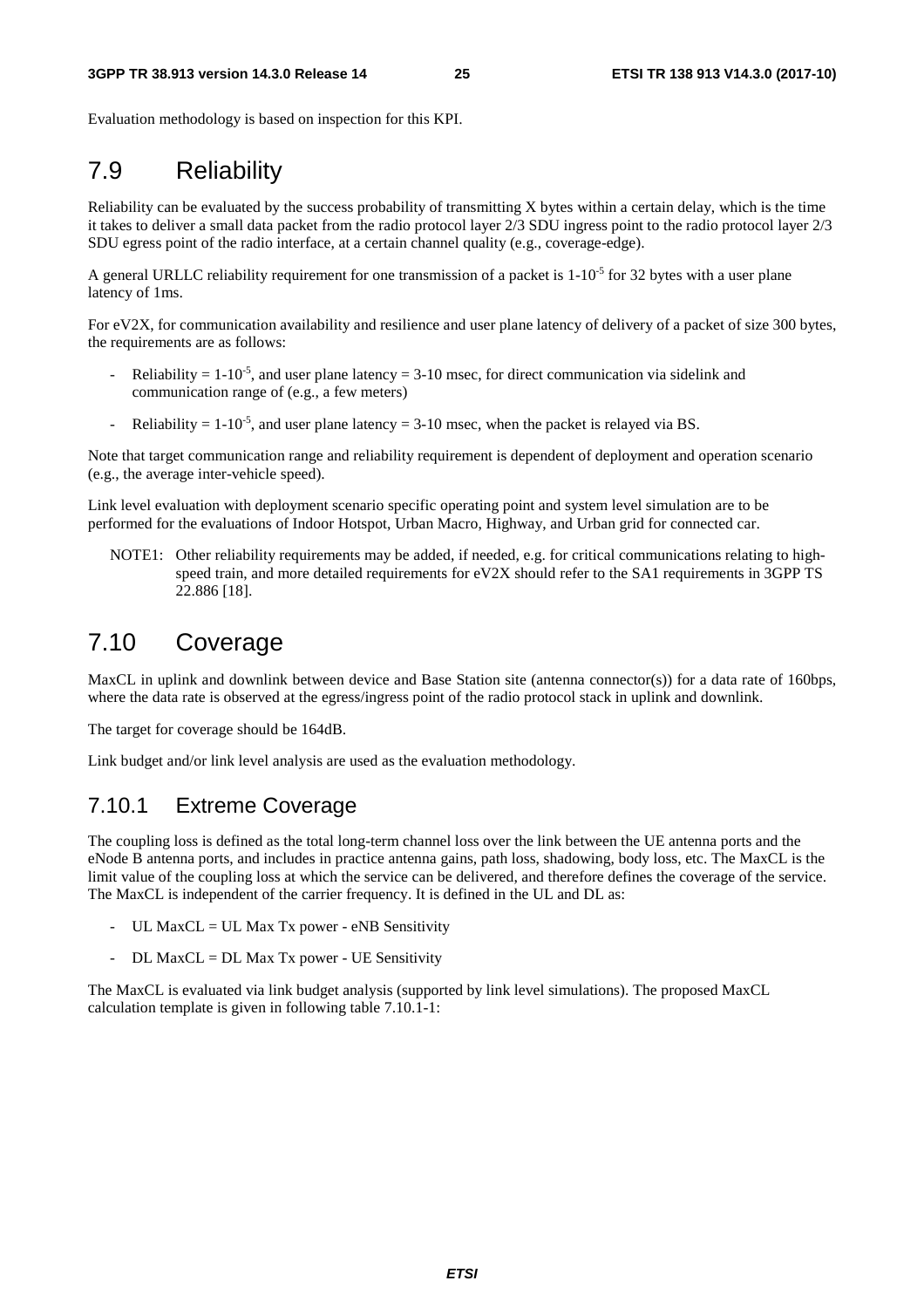Evaluation methodology is based on inspection for this KPI.

# 7.9 Reliability

Reliability can be evaluated by the success probability of transmitting X bytes within a certain delay, which is the time it takes to deliver a small data packet from the radio protocol layer 2/3 SDU ingress point to the radio protocol layer 2/3 SDU egress point of the radio interface, at a certain channel quality (e.g., coverage-edge).

A general URLLC reliability requirement for one transmission of a packet is $1\text{-}10^{-5}$ for 32 bytes with a user plane latency of 1ms.

For eV2X, for communication availability and resilience and user plane latency of delivery of a packet of size 300 bytes, the requirements are as follows:

- Reliability = $1\text{-}10^{-5}$, and user plane latency = 3-10 msec, for direct communication via sidelink and communication range of (e.g., a few meters)
- Reliability = $1\text{-}10^{-5}$, and user plane latency = 3-10 msec, when the packet is relayed via BS.

Note that target communication range and reliability requirement is dependent of deployment and operation scenario (e.g., the average inter-vehicle speed).

Link level evaluation with deployment scenario specific operating point and system level simulation are to be performed for the evaluations of Indoor Hotspot, Urban Macro, Highway, and Urban grid for connected car.

NOTE1: Other reliability requirements may be added, if needed, e.g. for critical communications relating to high-speed train, and more detailed requirements for eV2X should refer to the SA1 requirements in 3GPP TS 22.886 [18].

# 7.10 Coverage

MaxCL in uplink and downlink between device and Base Station site (antenna connector(s)) for a data rate of 160bps, where the data rate is observed at the egress/ingress point of the radio protocol stack in uplink and downlink.

The target for coverage should be 164dB.

Link budget and/or link level analysis are used as the evaluation methodology.

## 7.10.1 Extreme Coverage

The coupling loss is defined as the total long-term channel loss over the link between the UE antenna ports and the eNode B antenna ports, and includes in practice antenna gains, path loss, shadowing, body loss, etc. The MaxCL is the limit value of the coupling loss at which the service can be delivered, and therefore defines the coverage of the service. The MaxCL is independent of the carrier frequency. It is defined in the UL and DL as:

- UL MaxCL = UL Max Tx power - eNB Sensitivity
- DL MaxCL = DL Max Tx power - UE Sensitivity

The MaxCL is evaluated via link budget analysis (supported by link level simulations). The proposed MaxCL calculation template is given in following table 7.10.1-1: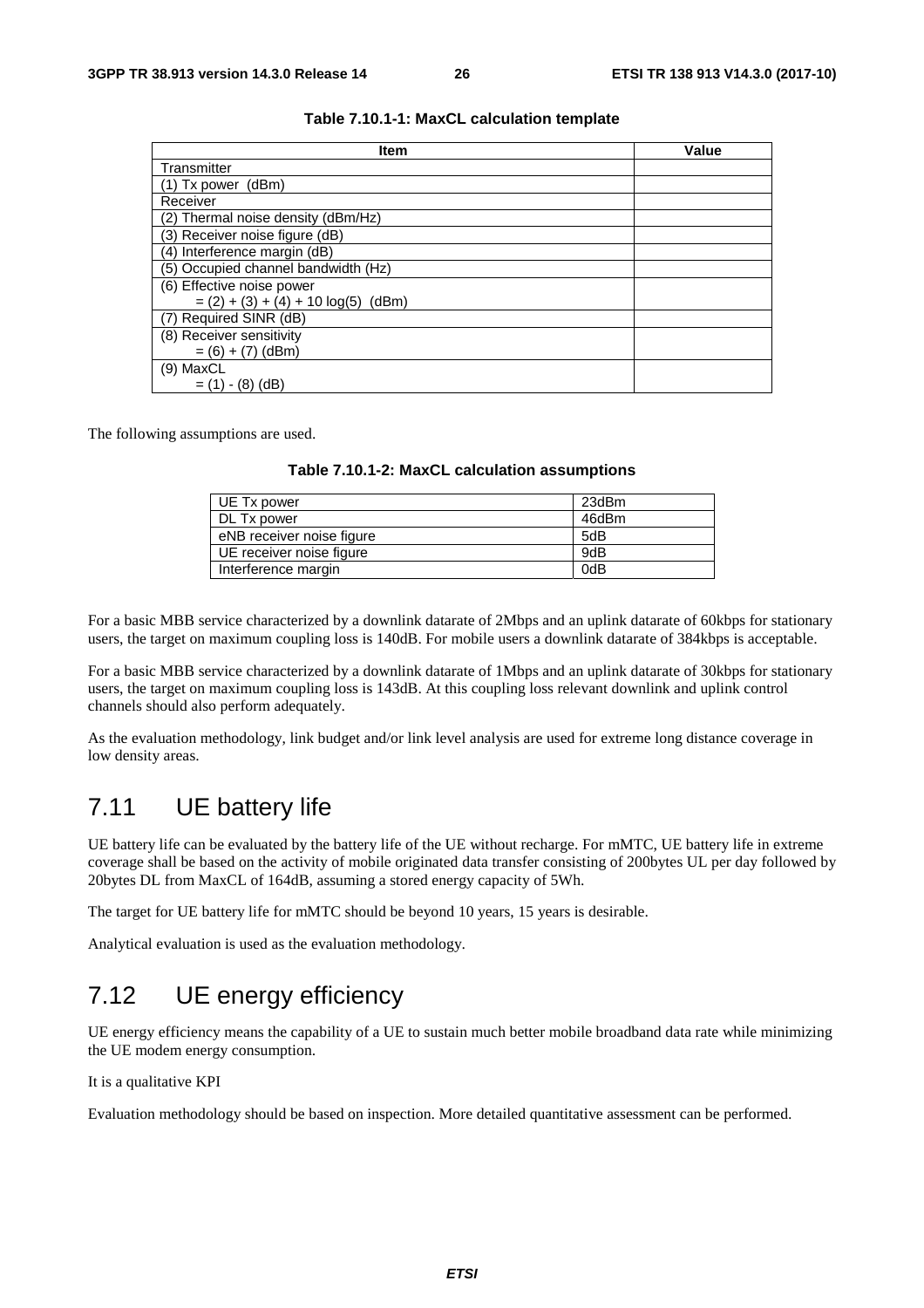**Table 7.10.1-1: MaxCL calculation template**

| Item | Value |
|---|---|
| Transmitter | |
| (1) Tx power (dBm) | |
| Receiver | |
| (2) Thermal noise density (dBm/Hz) | |
| (3) Receiver noise figure (dB) | |
| (4) Interference margin (dB) | |
| (5) Occupied channel bandwidth (Hz) | |
| (6) Effective noise power<br>= (2) + (3) + (4) + 10 log(5) (dBm) | |
| (7) Required SINR (dB) | |
| (8) Receiver sensitivity<br>= (6) + (7) (dBm) | |
| (9) MaxCL<br>= (1) - (8) (dB) | |

The following assumptions are used.

**Table 7.10.1-2: MaxCL calculation assumptions**

| | |
|---|---|
| UE Tx power | 23dBm |
| DL Tx power | 46dBm |
| eNB receiver noise figure | 5dB |
| UE receiver noise figure | 9dB |
| Interference margin | 0dB |

For a basic MBB service characterized by a downlink datarate of 2Mbps and an uplink datarate of 60kbps for stationary users, the target on maximum coupling loss is 140dB. For mobile users a downlink datarate of 384kbps is acceptable.

For a basic MBB service characterized by a downlink datarate of 1Mbps and an uplink datarate of 30kbps for stationary users, the target on maximum coupling loss is 143dB. At this coupling loss relevant downlink and uplink control channels should also perform adequately.

As the evaluation methodology, link budget and/or link level analysis are used for extreme long distance coverage in low density areas.

# 7.11 UE battery life

UE battery life can be evaluated by the battery life of the UE without recharge. For mMTC, UE battery life in extreme coverage shall be based on the activity of mobile originated data transfer consisting of 200bytes UL per day followed by 20bytes DL from MaxCL of 164dB, assuming a stored energy capacity of 5Wh.

The target for UE battery life for mMTC should be beyond 10 years, 15 years is desirable.

Analytical evaluation is used as the evaluation methodology.

# 7.12 UE energy efficiency

UE energy efficiency means the capability of a UE to sustain much better mobile broadband data rate while minimizing the UE modem energy consumption.

It is a qualitative KPI

Evaluation methodology should be based on inspection. More detailed quantitative assessment can be performed.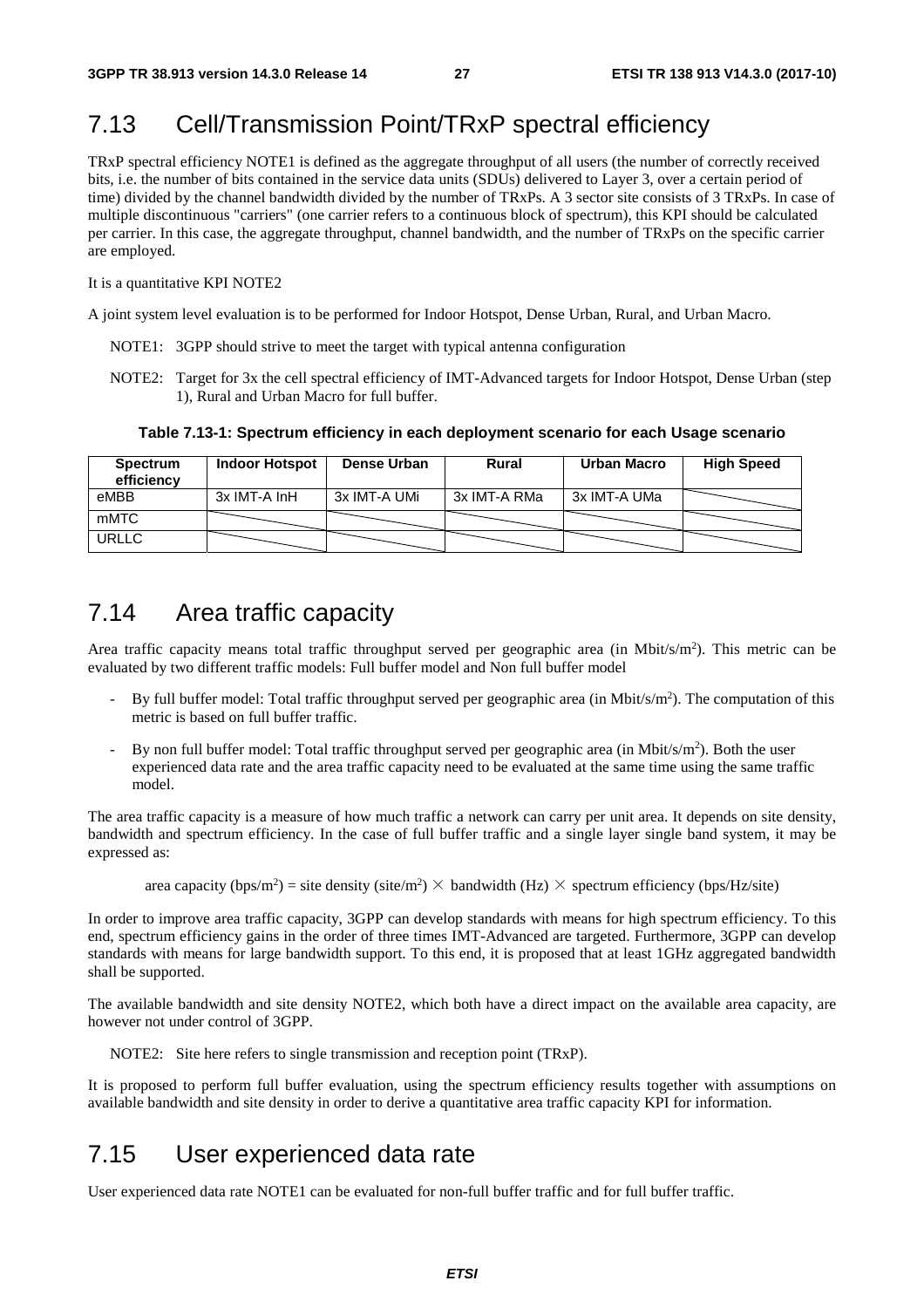## 7.13 Cell/Transmission Point/TRxP spectral efficiency

TRxP spectral efficiency NOTE1 is defined as the aggregate throughput of all users (the number of correctly received bits, i.e. the number of bits contained in the service data units (SDUs) delivered to Layer 3, over a certain period of time) divided by the channel bandwidth divided by the number of TRxPs. A 3 sector site consists of 3 TRxPs. In case of multiple discontinuous "carriers" (one carrier refers to a continuous block of spectrum), this KPI should be calculated per carrier. In this case, the aggregate throughput, channel bandwidth, and the number of TRxPs on the specific carrier are employed.

It is a quantitative KPI NOTE2

A joint system level evaluation is to be performed for Indoor Hotspot, Dense Urban, Rural, and Urban Macro.

NOTE1: 3GPP should strive to meet the target with typical antenna configuration

NOTE2: Target for 3x the cell spectral efficiency of IMT-Advanced targets for Indoor Hotspot, Dense Urban (step 1), Rural and Urban Macro for full buffer.

**Table 7.13-1: Spectrum efficiency in each deployment scenario for each Usage scenario**

| Spectrum efficiency | Indoor Hotspot | Dense Urban | Rural | Urban Macro | High Speed |
|---|---|---|---|---|---|
| eMBB | 3x IMT-A InH | 3x IMT-A UMi | 3x IMT-A RMa | 3x IMT-A UMa | |
| mMTC | | | | | |
| URLLC | | | | | |

## 7.14 Area traffic capacity

Area traffic capacity means total traffic throughput served per geographic area (in Mbit/s/m$^2$). This metric can be evaluated by two different traffic models: Full buffer model and Non full buffer model

- By full buffer model: Total traffic throughput served per geographic area (in Mbit/s/m$^2$). The computation of this metric is based on full buffer traffic.
- By non full buffer model: Total traffic throughput served per geographic area (in Mbit/s/m$^2$). Both the user experienced data rate and the area traffic capacity need to be evaluated at the same time using the same traffic model.

The area traffic capacity is a measure of how much traffic a network can carry per unit area. It depends on site density, bandwidth and spectrum efficiency. In the case of full buffer traffic and a single layer single band system, it may be expressed as:

$$\text{area capacity (bps/m}^2\text{)} = \text{site density (site/m}^2\text{)} \times \text{bandwidth (Hz)} \times \text{spectrum efficiency (bps/Hz/site)}$$

In order to improve area traffic capacity, 3GPP can develop standards with means for high spectrum efficiency. To this end, spectrum efficiency gains in the order of three times IMT-Advanced are targeted. Furthermore, 3GPP can develop standards with means for large bandwidth support. To this end, it is proposed that at least 1GHz aggregated bandwidth shall be supported.

The available bandwidth and site density NOTE2, which both have a direct impact on the available area capacity, are however not under control of 3GPP.

NOTE2: Site here refers to single transmission and reception point (TRxP).

It is proposed to perform full buffer evaluation, using the spectrum efficiency results together with assumptions on available bandwidth and site density in order to derive a quantitative area traffic capacity KPI for information.

## 7.15 User experienced data rate

User experienced data rate NOTE1 can be evaluated for non-full buffer traffic and for full buffer traffic.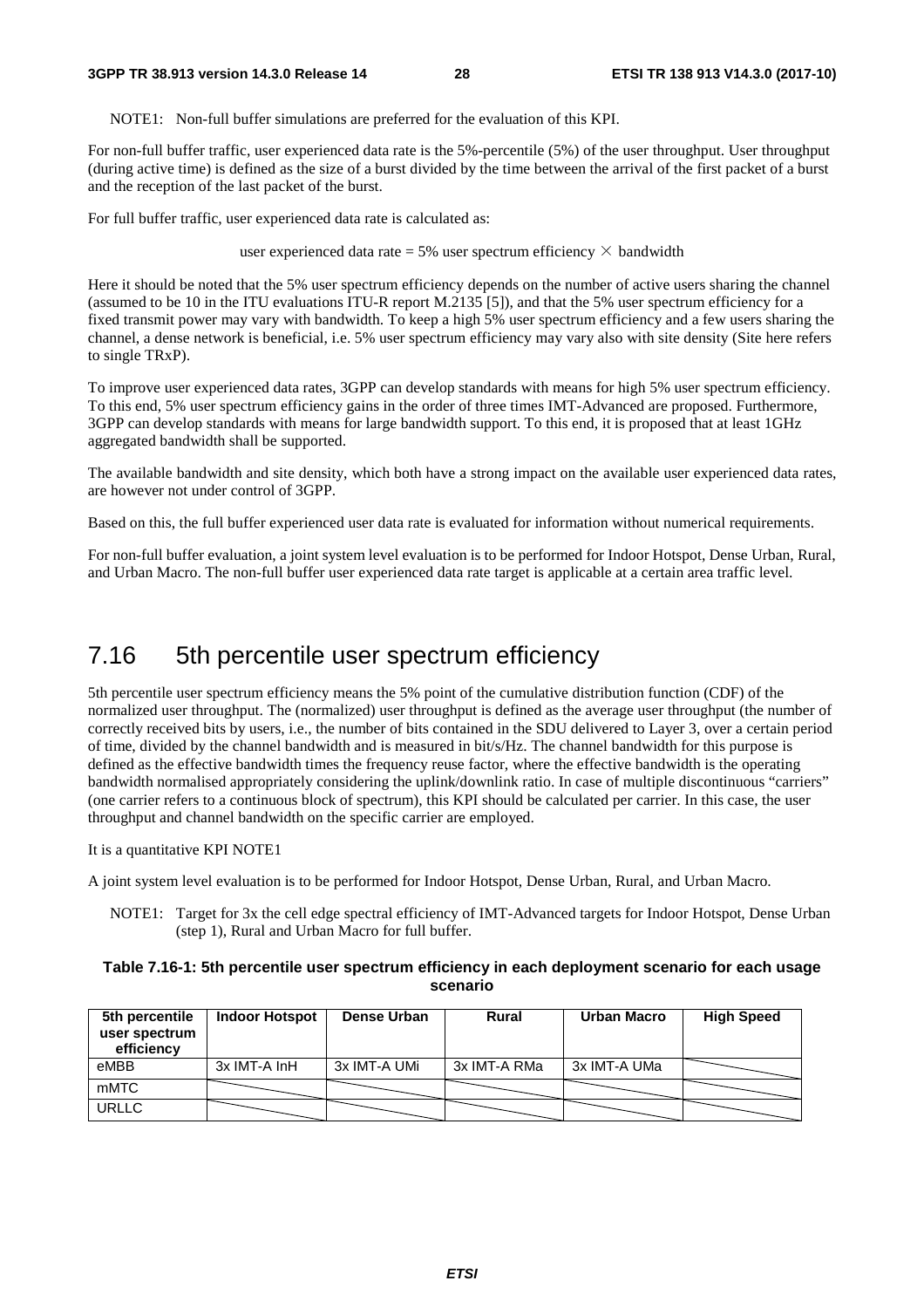NOTE1: Non-full buffer simulations are preferred for the evaluation of this KPI.

For non-full buffer traffic, user experienced data rate is the 5%-percentile (5%) of the user throughput. User throughput (during active time) is defined as the size of a burst divided by the time between the arrival of the first packet of a burst and the reception of the last packet of the burst.

For full buffer traffic, user experienced data rate is calculated as:

$$\text{user experienced data rate} = 5\% \text{ user spectrum efficiency} \times \text{bandwidth}$$

Here it should be noted that the 5% user spectrum efficiency depends on the number of active users sharing the channel (assumed to be 10 in the ITU evaluations ITU-R report M.2135 [5]), and that the 5% user spectrum efficiency for a fixed transmit power may vary with bandwidth. To keep a high 5% user spectrum efficiency and a few users sharing the channel, a dense network is beneficial, i.e. 5% user spectrum efficiency may vary also with site density (Site here refers to single TRxP).

To improve user experienced data rates, 3GPP can develop standards with means for high 5% user spectrum efficiency. To this end, 5% user spectrum efficiency gains in the order of three times IMT-Advanced are proposed. Furthermore, 3GPP can develop standards with means for large bandwidth support. To this end, it is proposed that at least 1GHz aggregated bandwidth shall be supported.

The available bandwidth and site density, which both have a strong impact on the available user experienced data rates, are however not under control of 3GPP.

Based on this, the full buffer experienced user data rate is evaluated for information without numerical requirements.

For non-full buffer evaluation, a joint system level evaluation is to be performed for Indoor Hotspot, Dense Urban, Rural, and Urban Macro. The non-full buffer user experienced data rate target is applicable at a certain area traffic level.

## 7.16 5th percentile user spectrum efficiency

5th percentile user spectrum efficiency means the 5% point of the cumulative distribution function (CDF) of the normalized user throughput. The (normalized) user throughput is defined as the average user throughput (the number of correctly received bits by users, i.e., the number of bits contained in the SDU delivered to Layer 3, over a certain period of time, divided by the channel bandwidth and is measured in bit/s/Hz. The channel bandwidth for this purpose is defined as the effective bandwidth times the frequency reuse factor, where the effective bandwidth is the operating bandwidth normalised appropriately considering the uplink/downlink ratio. In case of multiple discontinuous "carriers" (one carrier refers to a continuous block of spectrum), this KPI should be calculated per carrier. In this case, the user throughput and channel bandwidth on the specific carrier are employed.

It is a quantitative KPI NOTE1

A joint system level evaluation is to be performed for Indoor Hotspot, Dense Urban, Rural, and Urban Macro.

NOTE1: Target for 3x the cell edge spectral efficiency of IMT-Advanced targets for Indoor Hotspot, Dense Urban (step 1), Rural and Urban Macro for full buffer.

**Table 7.16-1: 5th percentile user spectrum efficiency in each deployment scenario for each usage scenario**

| 5th percentile user spectrum efficiency | Indoor Hotspot | Dense Urban | Rural | Urban Macro | High Speed |
|---|---|---|---|---|---|
| eMBB | 3x IMT-A InH | 3x IMT-A UMi | 3x IMT-A RMa | 3x IMT-A UMa | |
| mMTC | | | | | |
| URLLC | | | | | |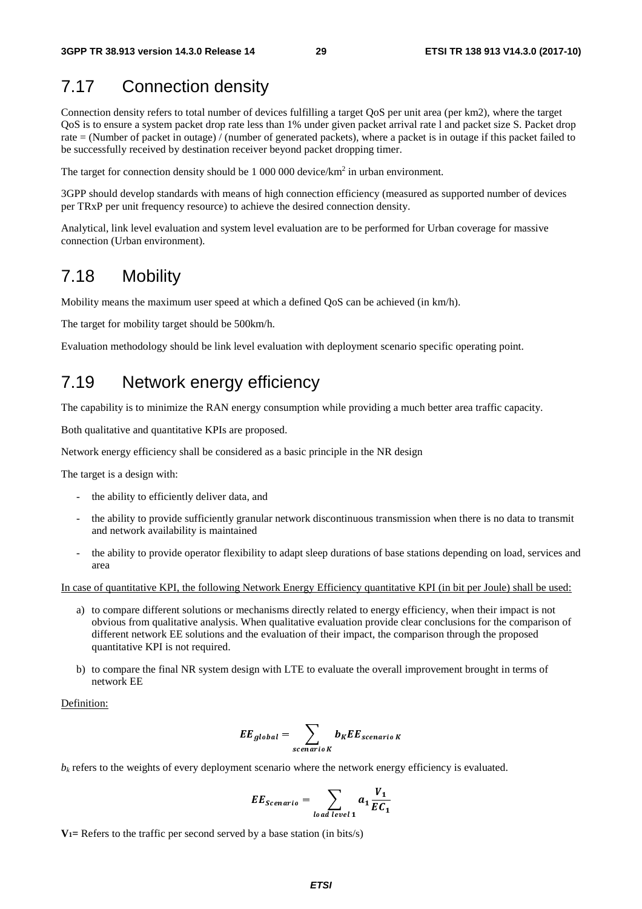## 7.17 Connection density

Connection density refers to total number of devices fulfilling a target QoS per unit area (per km2), where the target QoS is to ensure a system packet drop rate less than 1% under given packet arrival rate l and packet size S. Packet drop rate = (Number of packet in outage) / (number of generated packets), where a packet is in outage if this packet failed to be successfully received by destination receiver beyond packet dropping timer.

The target for connection density should be 1 000 000 device/km$^2$ in urban environment.

3GPP should develop standards with means of high connection efficiency (measured as supported number of devices per TRxP per unit frequency resource) to achieve the desired connection density.

Analytical, link level evaluation and system level evaluation are to be performed for Urban coverage for massive connection (Urban environment).

## 7.18 Mobility

Mobility means the maximum user speed at which a defined QoS can be achieved (in km/h).

The target for mobility target should be 500km/h.

Evaluation methodology should be link level evaluation with deployment scenario specific operating point.

## 7.19 Network energy efficiency

The capability is to minimize the RAN energy consumption while providing a much better area traffic capacity.

Both qualitative and quantitative KPIs are proposed.

Network energy efficiency shall be considered as a basic principle in the NR design

The target is a design with:

- the ability to efficiently deliver data, and
- the ability to provide sufficiently granular network discontinuous transmission when there is no data to transmit and network availability is maintained
- the ability to provide operator flexibility to adapt sleep durations of base stations depending on load, services and area

In case of quantitative KPI, the following Network Energy Efficiency quantitative KPI (in bit per Joule) shall be used:

a) to compare different solutions or mechanisms directly related to energy efficiency, when their impact is not obvious from qualitative analysis. When qualitative evaluation provide clear conclusions for the comparison of different network EE solutions and the evaluation of their impact, the comparison through the proposed quantitative KPI is not required.

b) to compare the final NR system design with LTE to evaluate the overall improvement brought in terms of network EE

Definition:

$$EE_{global} = \sum_{scenario\ K} b_K EE_{scenario\ K}$$

$b_k$ refers to the weights of every deployment scenario where the network energy efficiency is evaluated.

$$EE_{Scenario} = \sum_{load\ level\ 1} a_1 \frac{V_1}{EC_1}$$

**$V_1$=** Refers to the traffic per second served by a base station (in bits/s)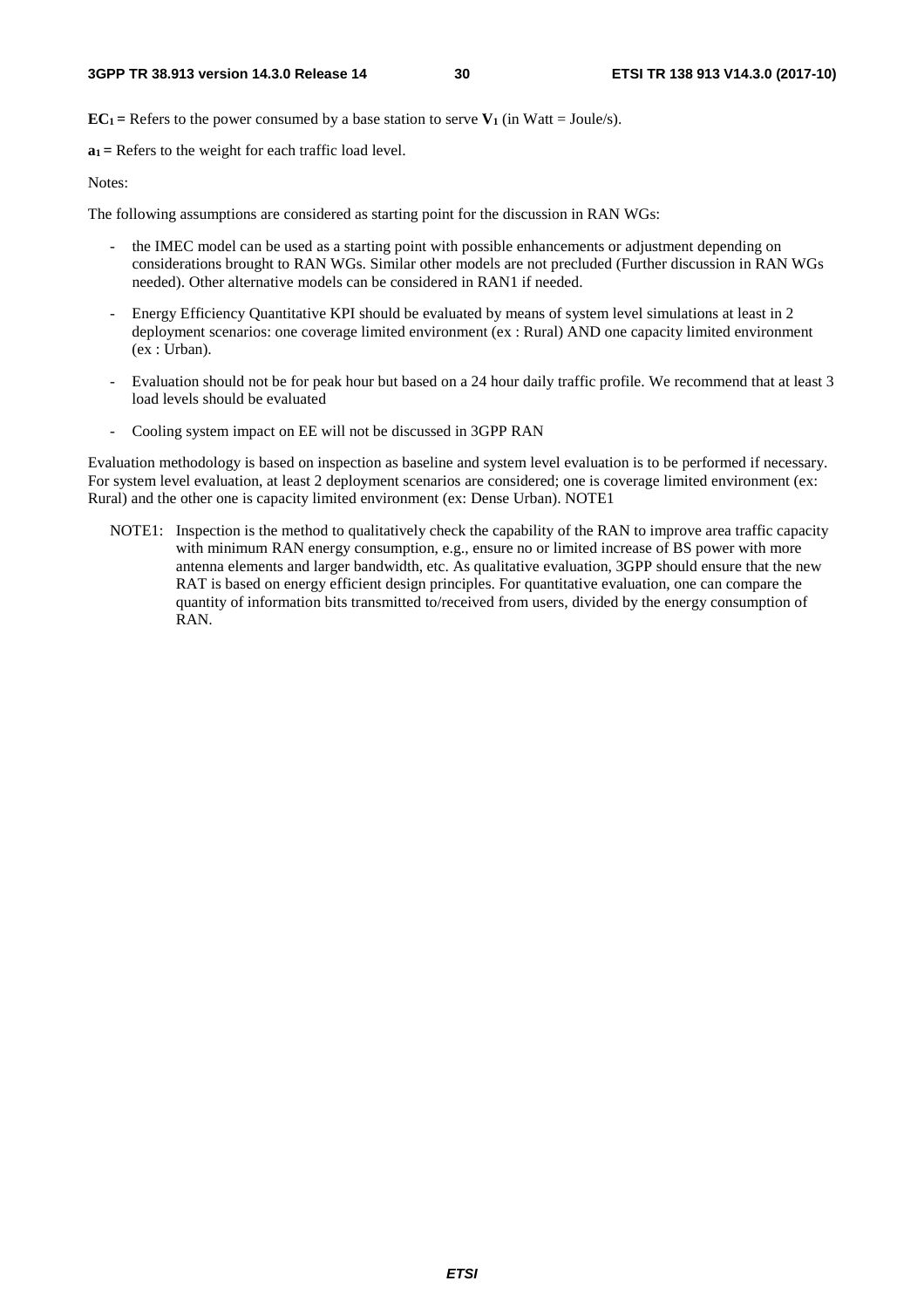$\mathbf{EC_l}$ **=** Refers to the power consumed by a base station to serve $\mathbf{V_l}$ (in Watt = Joule/s).

$\mathbf{a_l}$ **=** Refers to the weight for each traffic load level.

Notes:

The following assumptions are considered as starting point for the discussion in RAN WGs:

- the IMEC model can be used as a starting point with possible enhancements or adjustment depending on considerations brought to RAN WGs. Similar other models are not precluded (Further discussion in RAN WGs needed). Other alternative models can be considered in RAN1 if needed.
- Energy Efficiency Quantitative KPI should be evaluated by means of system level simulations at least in 2 deployment scenarios: one coverage limited environment (ex : Rural) AND one capacity limited environment (ex : Urban).
- Evaluation should not be for peak hour but based on a 24 hour daily traffic profile. We recommend that at least 3 load levels should be evaluated
- Cooling system impact on EE will not be discussed in 3GPP RAN

Evaluation methodology is based on inspection as baseline and system level evaluation is to be performed if necessary. For system level evaluation, at least 2 deployment scenarios are considered; one is coverage limited environment (ex: Rural) and the other one is capacity limited environment (ex: Dense Urban). NOTE1

NOTE1: Inspection is the method to qualitatively check the capability of the RAN to improve area traffic capacity with minimum RAN energy consumption, e.g., ensure no or limited increase of BS power with more antenna elements and larger bandwidth, etc. As qualitative evaluation, 3GPP should ensure that the new RAT is based on energy efficient design principles. For quantitative evaluation, one can compare the quantity of information bits transmitted to/received from users, divided by the energy consumption of RAN.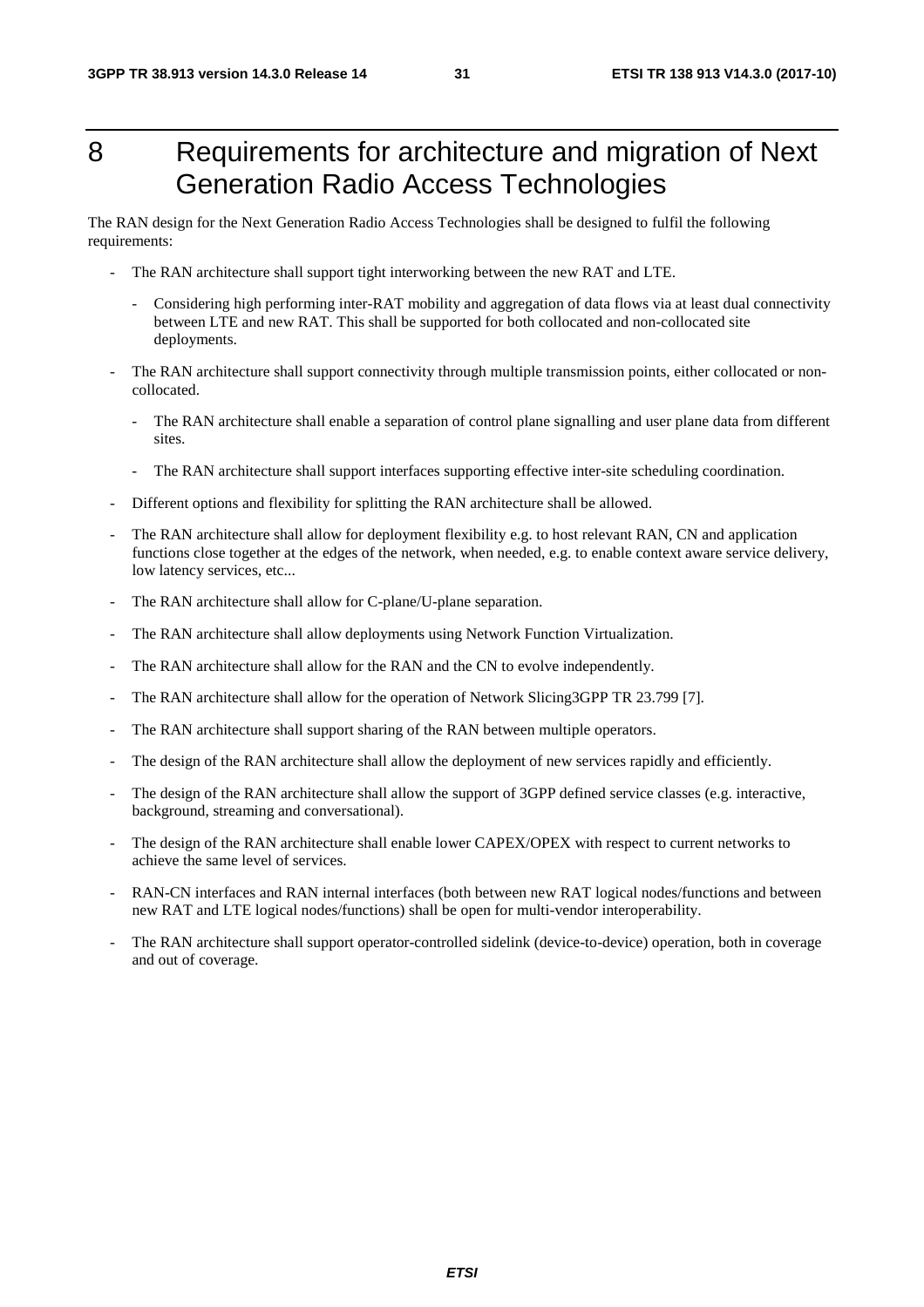# 8 Requirements for architecture and migration of Next Generation Radio Access Technologies

The RAN design for the Next Generation Radio Access Technologies shall be designed to fulfil the following requirements:

- The RAN architecture shall support tight interworking between the new RAT and LTE.
  - Considering high performing inter-RAT mobility and aggregation of data flows via at least dual connectivity between LTE and new RAT. This shall be supported for both collocated and non-collocated site deployments.
- The RAN architecture shall support connectivity through multiple transmission points, either collocated or non-collocated.
  - The RAN architecture shall enable a separation of control plane signalling and user plane data from different sites.
  - The RAN architecture shall support interfaces supporting effective inter-site scheduling coordination.
- Different options and flexibility for splitting the RAN architecture shall be allowed.
- The RAN architecture shall allow for deployment flexibility e.g. to host relevant RAN, CN and application functions close together at the edges of the network, when needed, e.g. to enable context aware service delivery, low latency services, etc...
- The RAN architecture shall allow for C-plane/U-plane separation.
- The RAN architecture shall allow deployments using Network Function Virtualization.
- The RAN architecture shall allow for the RAN and the CN to evolve independently.
- The RAN architecture shall allow for the operation of Network Slicing3GPP TR 23.799 [7].
- The RAN architecture shall support sharing of the RAN between multiple operators.
- The design of the RAN architecture shall allow the deployment of new services rapidly and efficiently.
- The design of the RAN architecture shall allow the support of 3GPP defined service classes (e.g. interactive, background, streaming and conversational).
- The design of the RAN architecture shall enable lower CAPEX/OPEX with respect to current networks to achieve the same level of services.
- RAN-CN interfaces and RAN internal interfaces (both between new RAT logical nodes/functions and between new RAT and LTE logical nodes/functions) shall be open for multi-vendor interoperability.
- The RAN architecture shall support operator-controlled sidelink (device-to-device) operation, both in coverage and out of coverage.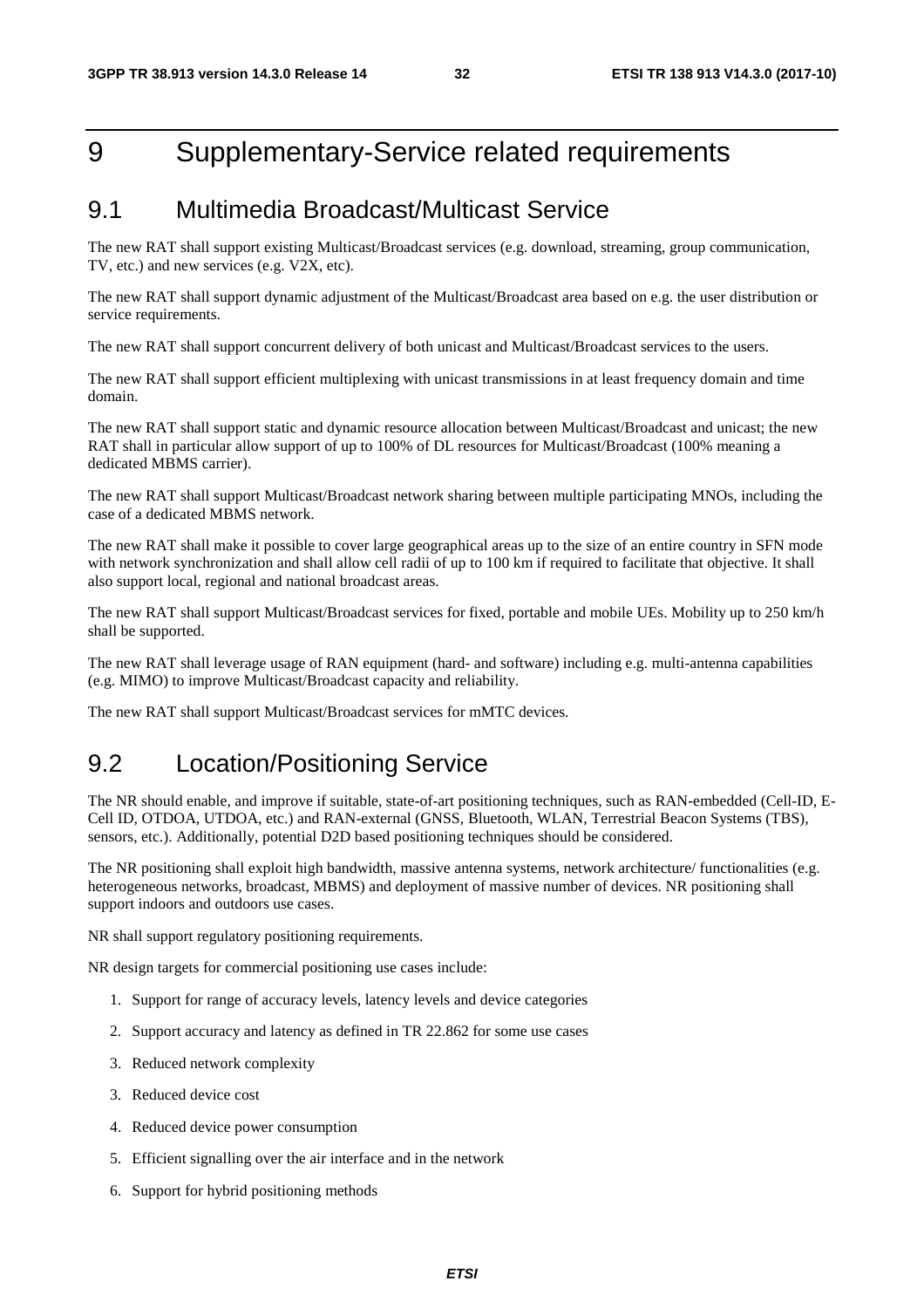# 9 Supplementary-Service related requirements

## 9.1 Multimedia Broadcast/Multicast Service

The new RAT shall support existing Multicast/Broadcast services (e.g. download, streaming, group communication, TV, etc.) and new services (e.g. V2X, etc).

The new RAT shall support dynamic adjustment of the Multicast/Broadcast area based on e.g. the user distribution or service requirements.

The new RAT shall support concurrent delivery of both unicast and Multicast/Broadcast services to the users.

The new RAT shall support efficient multiplexing with unicast transmissions in at least frequency domain and time domain.

The new RAT shall support static and dynamic resource allocation between Multicast/Broadcast and unicast; the new RAT shall in particular allow support of up to 100% of DL resources for Multicast/Broadcast (100% meaning a dedicated MBMS carrier).

The new RAT shall support Multicast/Broadcast network sharing between multiple participating MNOs, including the case of a dedicated MBMS network.

The new RAT shall make it possible to cover large geographical areas up to the size of an entire country in SFN mode with network synchronization and shall allow cell radii of up to 100 km if required to facilitate that objective. It shall also support local, regional and national broadcast areas.

The new RAT shall support Multicast/Broadcast services for fixed, portable and mobile UEs. Mobility up to 250 km/h shall be supported.

The new RAT shall leverage usage of RAN equipment (hard- and software) including e.g. multi-antenna capabilities (e.g. MIMO) to improve Multicast/Broadcast capacity and reliability.

The new RAT shall support Multicast/Broadcast services for mMTC devices.

## 9.2 Location/Positioning Service

The NR should enable, and improve if suitable, state-of-art positioning techniques, such as RAN-embedded (Cell-ID, E-Cell ID, OTDOA, UTDOA, etc.) and RAN-external (GNSS, Bluetooth, WLAN, Terrestrial Beacon Systems (TBS), sensors, etc.). Additionally, potential D2D based positioning techniques should be considered.

The NR positioning shall exploit high bandwidth, massive antenna systems, network architecture/ functionalities (e.g. heterogeneous networks, broadcast, MBMS) and deployment of massive number of devices. NR positioning shall support indoors and outdoors use cases.

NR shall support regulatory positioning requirements.

NR design targets for commercial positioning use cases include:

1. Support for range of accuracy levels, latency levels and device categories
2. Support accuracy and latency as defined in TR 22.862 for some use cases
3. Reduced network complexity
3. Reduced device cost
4. Reduced device power consumption
5. Efficient signalling over the air interface and in the network
6. Support for hybrid positioning methods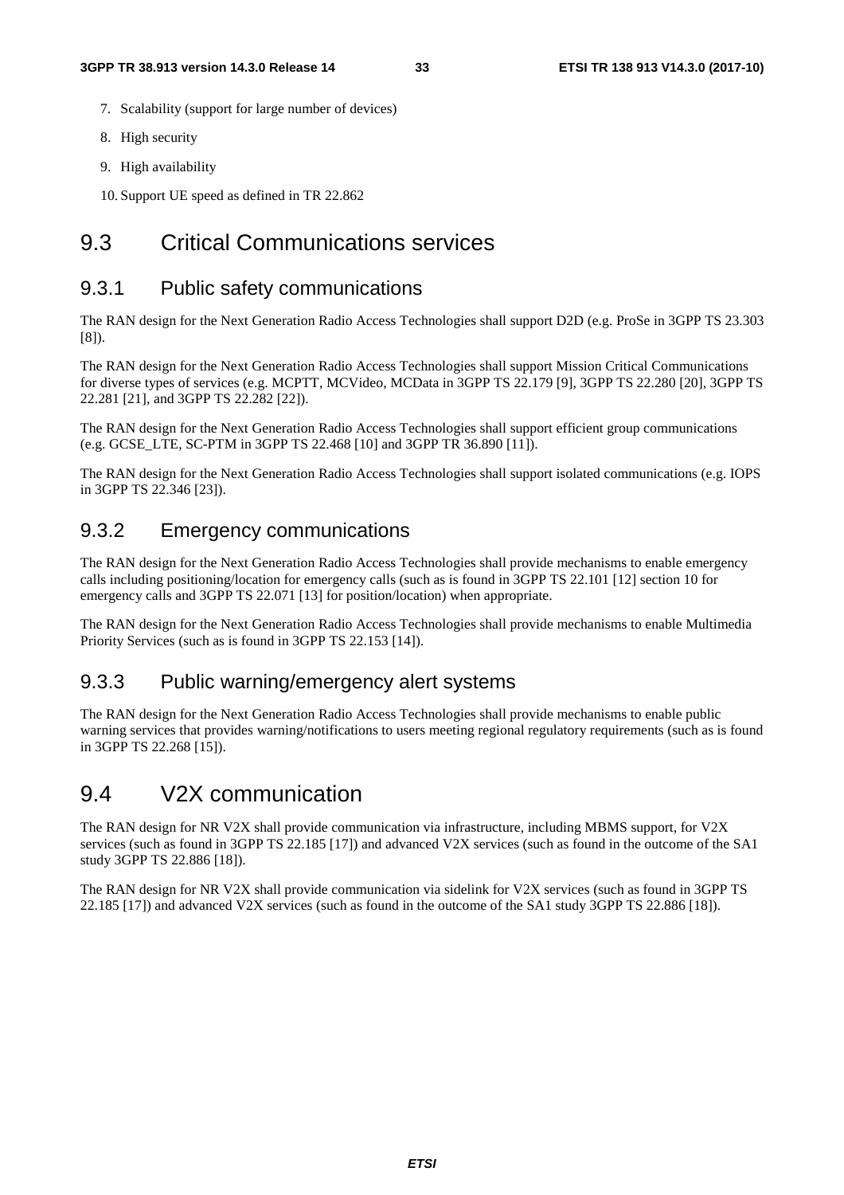7. Scalability (support for large number of devices)
8. High security
9. High availability
10. Support UE speed as defined in TR 22.862

## 9.3 Critical Communications services

### 9.3.1 Public safety communications

The RAN design for the Next Generation Radio Access Technologies shall support D2D (e.g. ProSe in 3GPP TS 23.303 [8]).

The RAN design for the Next Generation Radio Access Technologies shall support Mission Critical Communications for diverse types of services (e.g. MCPTT, MCVideo, MCData in 3GPP TS 22.179 [9], 3GPP TS 22.280 [20], 3GPP TS 22.281 [21], and 3GPP TS 22.282 [22]).

The RAN design for the Next Generation Radio Access Technologies shall support efficient group communications (e.g. GCSE_LTE, SC-PTM in 3GPP TS 22.468 [10] and 3GPP TR 36.890 [11]).

The RAN design for the Next Generation Radio Access Technologies shall support isolated communications (e.g. IOPS in 3GPP TS 22.346 [23]).

### 9.3.2 Emergency communications

The RAN design for the Next Generation Radio Access Technologies shall provide mechanisms to enable emergency calls including positioning/location for emergency calls (such as is found in 3GPP TS 22.101 [12] section 10 for emergency calls and 3GPP TS 22.071 [13] for position/location) when appropriate.

The RAN design for the Next Generation Radio Access Technologies shall provide mechanisms to enable Multimedia Priority Services (such as is found in 3GPP TS 22.153 [14]).

### 9.3.3 Public warning/emergency alert systems

The RAN design for the Next Generation Radio Access Technologies shall provide mechanisms to enable public warning services that provides warning/notifications to users meeting regional regulatory requirements (such as is found in 3GPP TS 22.268 [15]).

## 9.4 V2X communication

The RAN design for NR V2X shall provide communication via infrastructure, including MBMS support, for V2X services (such as found in 3GPP TS 22.185 [17]) and advanced V2X services (such as found in the outcome of the SA1 study 3GPP TS 22.886 [18]).

The RAN design for NR V2X shall provide communication via sidelink for V2X services (such as found in 3GPP TS 22.185 [17]) and advanced V2X services (such as found in the outcome of the SA1 study 3GPP TS 22.886 [18]).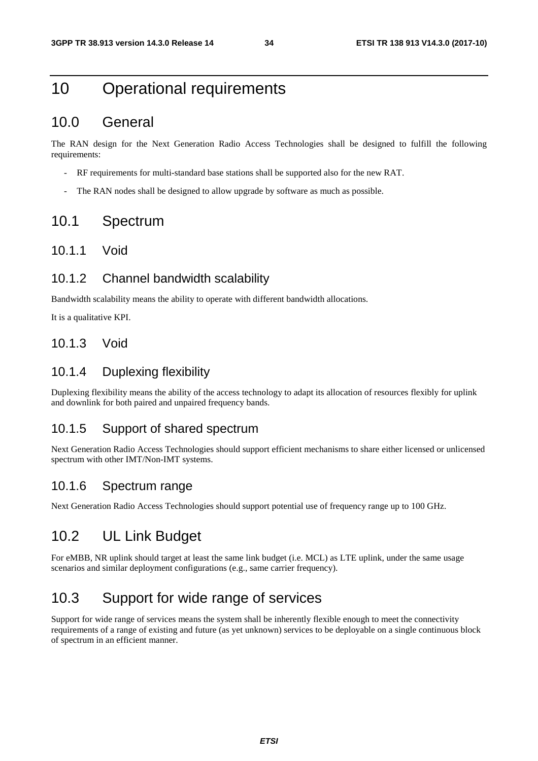# 10 Operational requirements

## 10.0 General

The RAN design for the Next Generation Radio Access Technologies shall be designed to fulfill the following requirements:

- RF requirements for multi-standard base stations shall be supported also for the new RAT.
- The RAN nodes shall be designed to allow upgrade by software as much as possible.

## 10.1 Spectrum

### 10.1.1 Void

### 10.1.2 Channel bandwidth scalability

Bandwidth scalability means the ability to operate with different bandwidth allocations.

It is a qualitative KPI.

### 10.1.3 Void

### 10.1.4 Duplexing flexibility

Duplexing flexibility means the ability of the access technology to adapt its allocation of resources flexibly for uplink and downlink for both paired and unpaired frequency bands.

### 10.1.5 Support of shared spectrum

Next Generation Radio Access Technologies should support efficient mechanisms to share either licensed or unlicensed spectrum with other IMT/Non-IMT systems.

### 10.1.6 Spectrum range

Next Generation Radio Access Technologies should support potential use of frequency range up to 100 GHz.

## 10.2 UL Link Budget

For eMBB, NR uplink should target at least the same link budget (i.e. MCL) as LTE uplink, under the same usage scenarios and similar deployment configurations (e.g., same carrier frequency).

## 10.3 Support for wide range of services

Support for wide range of services means the system shall be inherently flexible enough to meet the connectivity requirements of a range of existing and future (as yet unknown) services to be deployable on a single continuous block of spectrum in an efficient manner.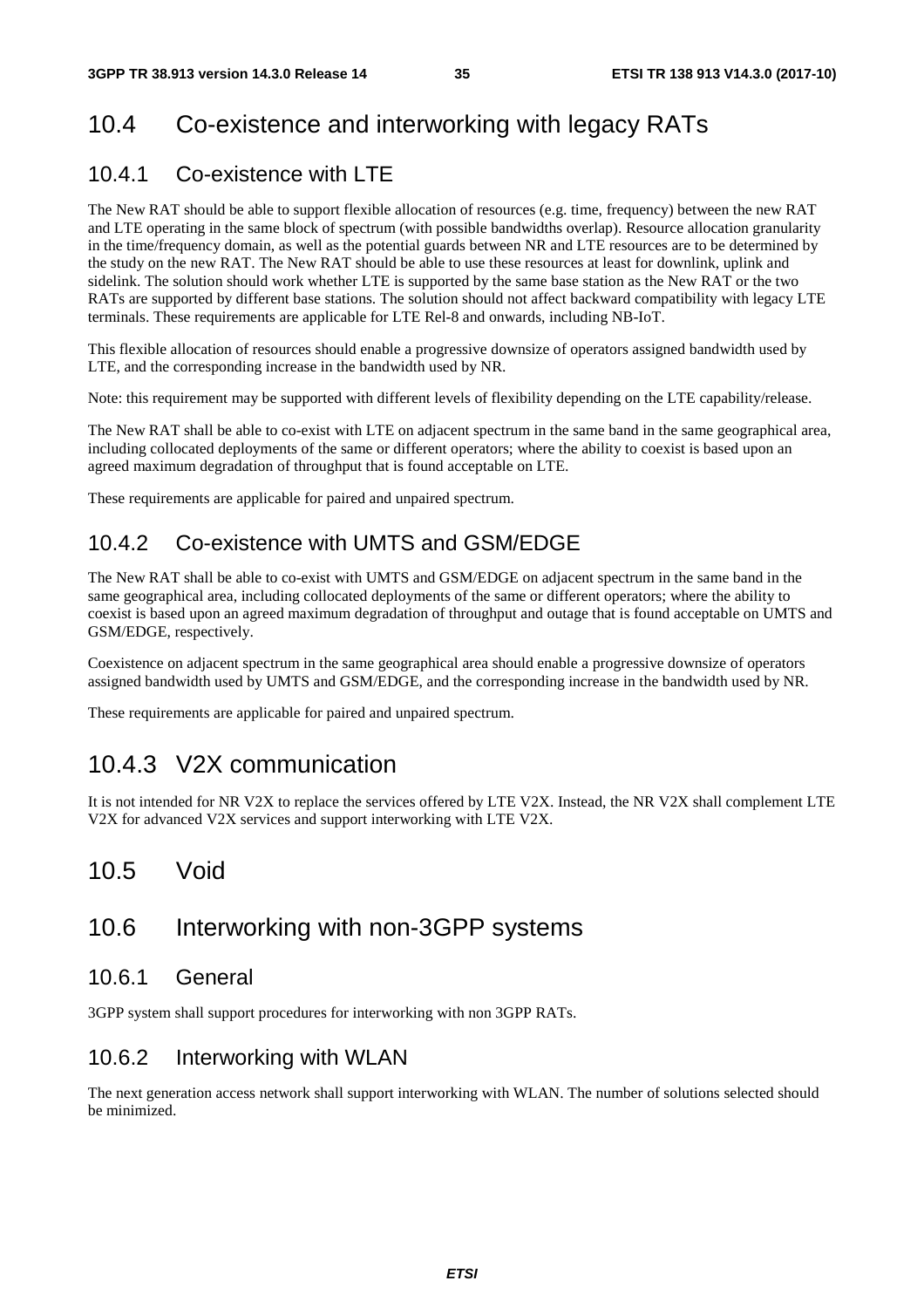## 10.4 Co-existence and interworking with legacy RATs

### 10.4.1 Co-existence with LTE

The New RAT should be able to support flexible allocation of resources (e.g. time, frequency) between the new RAT and LTE operating in the same block of spectrum (with possible bandwidths overlap). Resource allocation granularity in the time/frequency domain, as well as the potential guards between NR and LTE resources are to be determined by the study on the new RAT. The New RAT should be able to use these resources at least for downlink, uplink and sidelink. The solution should work whether LTE is supported by the same base station as the New RAT or the two RATs are supported by different base stations. The solution should not affect backward compatibility with legacy LTE terminals. These requirements are applicable for LTE Rel-8 and onwards, including NB-IoT.

This flexible allocation of resources should enable a progressive downsize of operators assigned bandwidth used by LTE, and the corresponding increase in the bandwidth used by NR.

Note: this requirement may be supported with different levels of flexibility depending on the LTE capability/release.

The New RAT shall be able to co-exist with LTE on adjacent spectrum in the same band in the same geographical area, including collocated deployments of the same or different operators; where the ability to coexist is based upon an agreed maximum degradation of throughput that is found acceptable on LTE.

These requirements are applicable for paired and unpaired spectrum.

### 10.4.2 Co-existence with UMTS and GSM/EDGE

The New RAT shall be able to co-exist with UMTS and GSM/EDGE on adjacent spectrum in the same band in the same geographical area, including collocated deployments of the same or different operators; where the ability to coexist is based upon an agreed maximum degradation of throughput and outage that is found acceptable on UMTS and GSM/EDGE, respectively.

Coexistence on adjacent spectrum in the same geographical area should enable a progressive downsize of operators assigned bandwidth used by UMTS and GSM/EDGE, and the corresponding increase in the bandwidth used by NR.

These requirements are applicable for paired and unpaired spectrum.

## 10.4.3 V2X communication

It is not intended for NR V2X to replace the services offered by LTE V2X. Instead, the NR V2X shall complement LTE V2X for advanced V2X services and support interworking with LTE V2X.

## 10.5 Void

## 10.6 Interworking with non-3GPP systems

### 10.6.1 General

3GPP system shall support procedures for interworking with non 3GPP RATs.

### 10.6.2 Interworking with WLAN

The next generation access network shall support interworking with WLAN. The number of solutions selected should be minimized.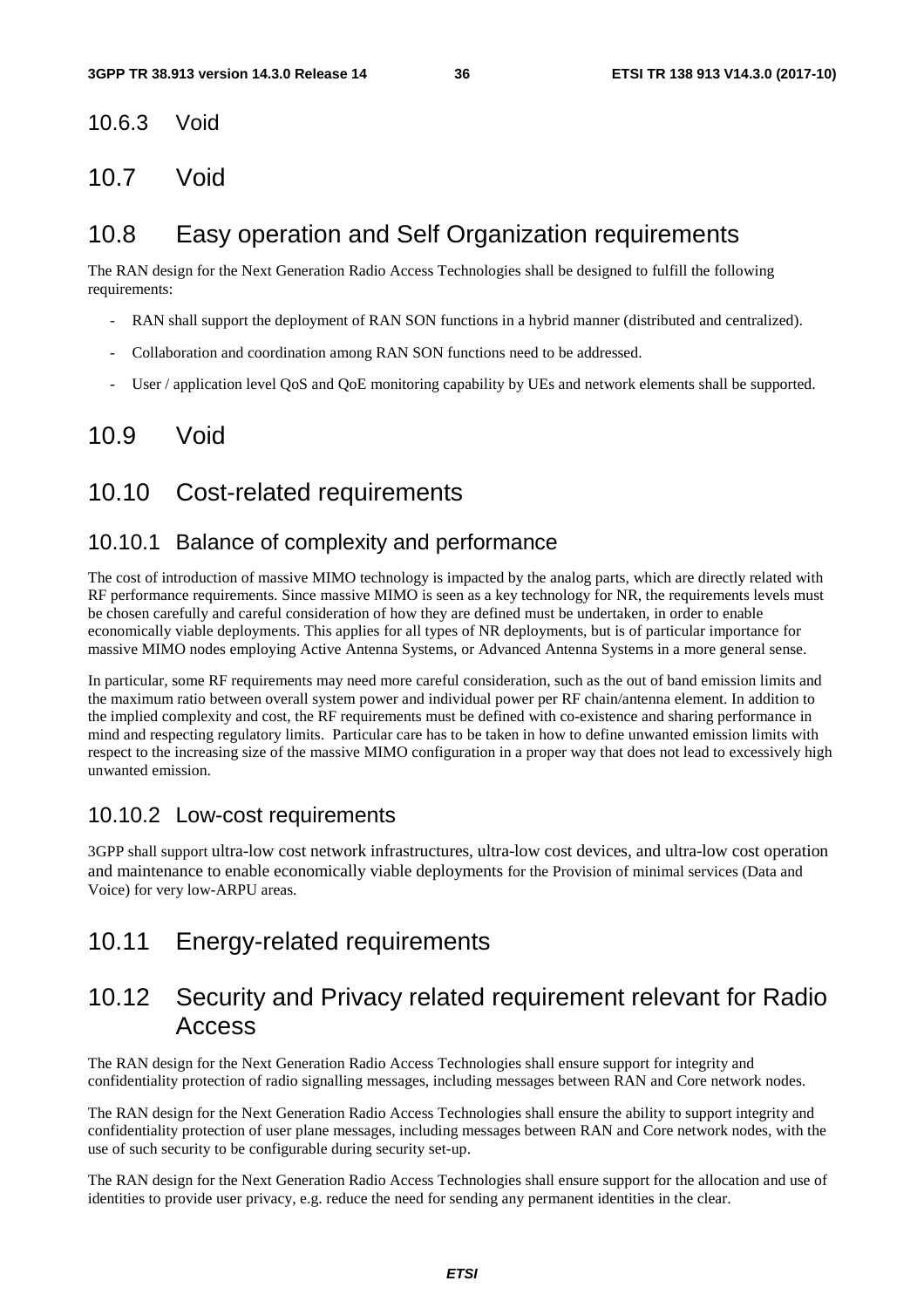### 10.6.3 Void

## 10.7 Void

## 10.8 Easy operation and Self Organization requirements

The RAN design for the Next Generation Radio Access Technologies shall be designed to fulfill the following requirements:

- RAN shall support the deployment of RAN SON functions in a hybrid manner (distributed and centralized).
- Collaboration and coordination among RAN SON functions need to be addressed.
- User / application level QoS and QoE monitoring capability by UEs and network elements shall be supported.

## 10.9 Void

## 10.10 Cost-related requirements

### 10.10.1 Balance of complexity and performance

The cost of introduction of massive MIMO technology is impacted by the analog parts, which are directly related with RF performance requirements. Since massive MIMO is seen as a key technology for NR, the requirements levels must be chosen carefully and careful consideration of how they are defined must be undertaken, in order to enable economically viable deployments. This applies for all types of NR deployments, but is of particular importance for massive MIMO nodes employing Active Antenna Systems, or Advanced Antenna Systems in a more general sense.

In particular, some RF requirements may need more careful consideration, such as the out of band emission limits and the maximum ratio between overall system power and individual power per RF chain/antenna element. In addition to the implied complexity and cost, the RF requirements must be defined with co-existence and sharing performance in mind and respecting regulatory limits. Particular care has to be taken in how to define unwanted emission limits with respect to the increasing size of the massive MIMO configuration in a proper way that does not lead to excessively high unwanted emission.

### 10.10.2 Low-cost requirements

3GPP shall support ultra-low cost network infrastructures, ultra-low cost devices, and ultra-low cost operation and maintenance to enable economically viable deployments for the Provision of minimal services (Data and Voice) for very low-ARPU areas.

## 10.11 Energy-related requirements

## 10.12 Security and Privacy related requirement relevant for Radio Access

The RAN design for the Next Generation Radio Access Technologies shall ensure support for integrity and confidentiality protection of radio signalling messages, including messages between RAN and Core network nodes.

The RAN design for the Next Generation Radio Access Technologies shall ensure the ability to support integrity and confidentiality protection of user plane messages, including messages between RAN and Core network nodes, with the use of such security to be configurable during security set-up.

The RAN design for the Next Generation Radio Access Technologies shall ensure support for the allocation and use of identities to provide user privacy, e.g. reduce the need for sending any permanent identities in the clear.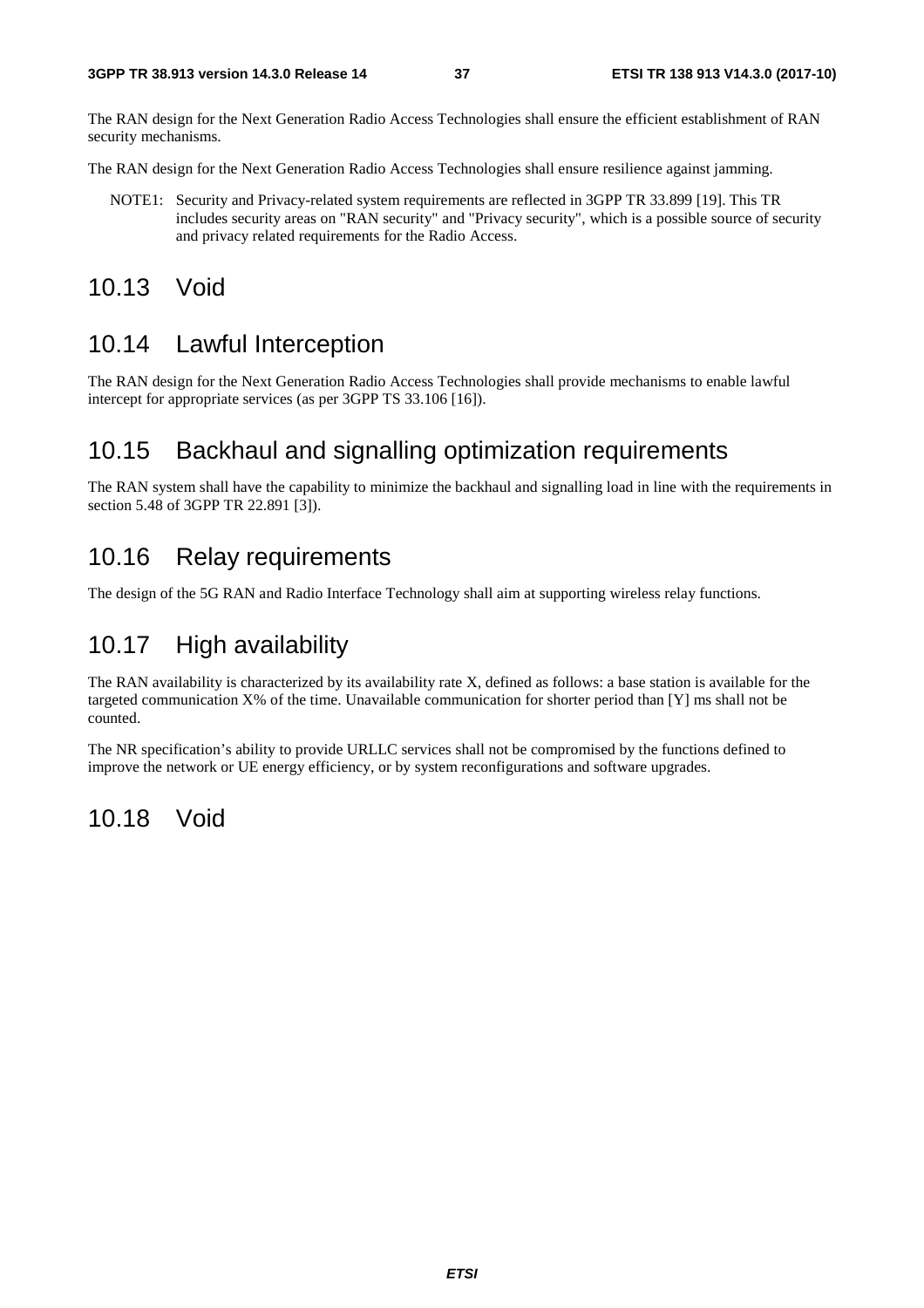The RAN design for the Next Generation Radio Access Technologies shall ensure the efficient establishment of RAN security mechanisms.

The RAN design for the Next Generation Radio Access Technologies shall ensure resilience against jamming.

NOTE1: Security and Privacy-related system requirements are reflected in 3GPP TR 33.899 [19]. This TR includes security areas on "RAN security" and "Privacy security", which is a possible source of security and privacy related requirements for the Radio Access.

## 10.13 Void

## 10.14 Lawful Interception

The RAN design for the Next Generation Radio Access Technologies shall provide mechanisms to enable lawful intercept for appropriate services (as per 3GPP TS 33.106 [16]).

## 10.15 Backhaul and signalling optimization requirements

The RAN system shall have the capability to minimize the backhaul and signalling load in line with the requirements in section 5.48 of 3GPP TR 22.891 [3]).

## 10.16 Relay requirements

The design of the 5G RAN and Radio Interface Technology shall aim at supporting wireless relay functions.

## 10.17 High availability

The RAN availability is characterized by its availability rate X, defined as follows: a base station is available for the targeted communication X% of the time. Unavailable communication for shorter period than [Y] ms shall not be counted.

The NR specification's ability to provide URLLC services shall not be compromised by the functions defined to improve the network or UE energy efficiency, or by system reconfigurations and software upgrades.

## 10.18 Void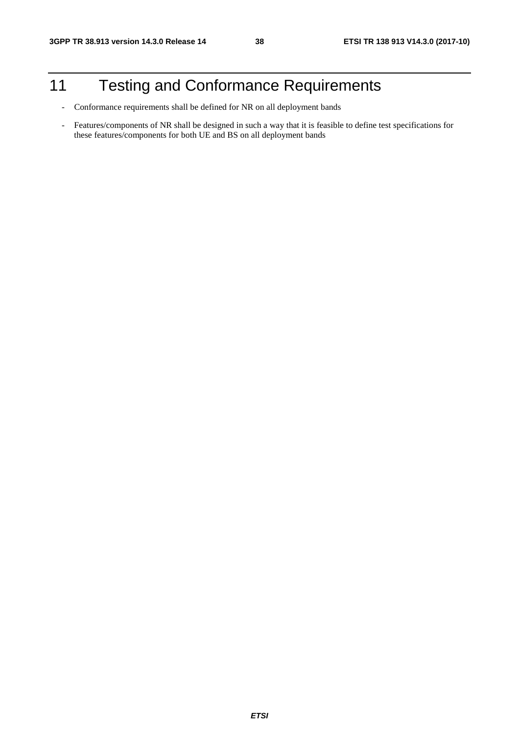# 11 Testing and Conformance Requirements

- Conformance requirements shall be defined for NR on all deployment bands
- Features/components of NR shall be designed in such a way that it is feasible to define test specifications for these features/components for both UE and BS on all deployment bands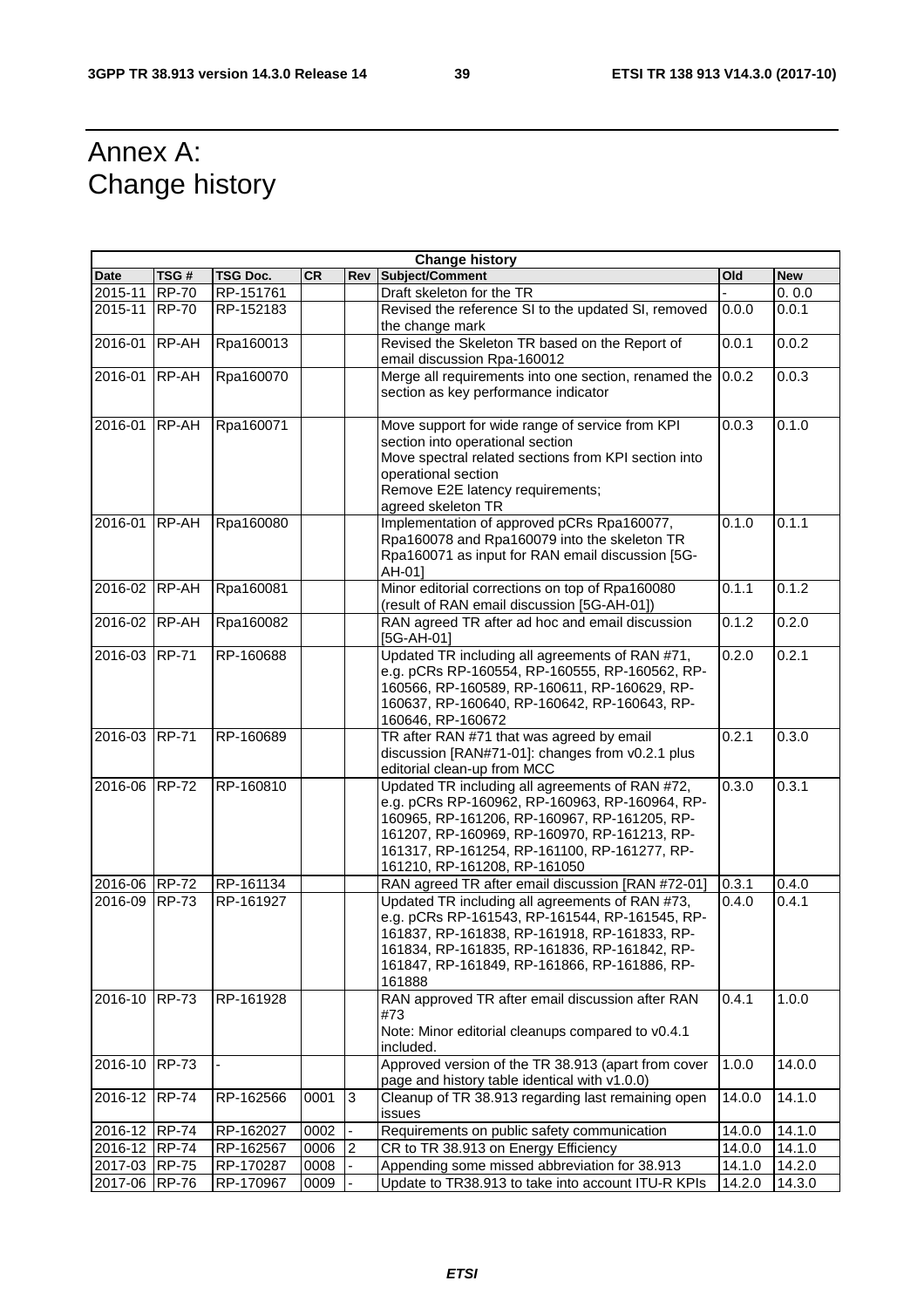# Annex A: Change history

| Change history | | | | | | | |
|---|---|---|---|---|---|---|---|
| **Date** | **TSG #** | **TSG Doc.** | **CR** | **Rev** | **Subject/Comment** | **Old** | **New** |
| 2015-11 | RP-70 | RP-151761 | | | Draft skeleton for the TR | - | 0. 0.0 |
| 2015-11 | RP-70 | RP-152183 | | | Revised the reference SI to the updated SI, removed the change mark | 0.0.0 | 0.0.1 |
| 2016-01 | RP-AH | Rpa160013 | | | Revised the Skeleton TR based on the Report of email discussion Rpa-160012 | 0.0.1 | 0.0.2 |
| 2016-01 | RP-AH | Rpa160070 | | | Merge all requirements into one section, renamed the section as key performance indicator | 0.0.2 | 0.0.3 |
| 2016-01 | RP-AH | Rpa160071 | | | Move support for wide range of service from KPI section into operational section<br>Move spectral related sections from KPI section into operational section<br>Remove E2E latency requirements;<br>agreed skeleton TR | 0.0.3 | 0.1.0 |
| 2016-01 | RP-AH | Rpa160080 | | | Implementation of approved pCRs Rpa160077, Rpa160078 and Rpa160079 into the skeleton TR Rpa160071 as input for RAN email discussion [5G-AH-01] | 0.1.0 | 0.1.1 |
| 2016-02 | RP-AH | Rpa160081 | | | Minor editorial corrections on top of Rpa160080 (result of RAN email discussion [5G-AH-01]) | 0.1.1 | 0.1.2 |
| 2016-02 | RP-AH | Rpa160082 | | | RAN agreed TR after ad hoc and email discussion [5G-AH-01] | 0.1.2 | 0.2.0 |
| 2016-03 | RP-71 | RP-160688 | | | Updated TR including all agreements of RAN #71, e.g. pCRs RP-160554, RP-160555, RP-160562, RP-160566, RP-160589, RP-160611, RP-160629, RP-160637, RP-160640, RP-160642, RP-160643, RP-160646, RP-160672 | 0.2.0 | 0.2.1 |
| 2016-03 | RP-71 | RP-160689 | | | TR after RAN #71 that was agreed by email discussion [RAN#71-01]: changes from v0.2.1 plus editorial clean-up from MCC | 0.2.1 | 0.3.0 |
| 2016-06 | RP-72 | RP-160810 | | | Updated TR including all agreements of RAN #72, e.g. pCRs RP-160962, RP-160963, RP-160964, RP-160965, RP-161206, RP-160967, RP-161205, RP-161207, RP-160969, RP-160970, RP-161213, RP-161317, RP-161254, RP-161100, RP-161277, RP-161210, RP-161208, RP-161050 | 0.3.0 | 0.3.1 |
| 2016-06 | RP-72 | RP-161134 | | | RAN agreed TR after email discussion [RAN #72-01] | 0.3.1 | 0.4.0 |
| 2016-09 | RP-73 | RP-161927 | | | Updated TR including all agreements of RAN #73, e.g. pCRs RP-161543, RP-161544, RP-161545, RP-161837, RP-161838, RP-161918, RP-161833, RP-161834, RP-161835, RP-161836, RP-161842, RP-161847, RP-161849, RP-161866, RP-161886, RP-161888 | 0.4.0 | 0.4.1 |
| 2016-10 | RP-73 | RP-161928 | | | RAN approved TR after email discussion after RAN #73<br>Note: Minor editorial cleanups compared to v0.4.1 included. | 0.4.1 | 1.0.0 |
| 2016-10 | RP-73 | - | | | Approved version of the TR 38.913 (apart from cover page and history table identical with v1.0.0) | 1.0.0 | 14.0.0 |
| 2016-12 | RP-74 | RP-162566 | 0001 | 3 | Cleanup of TR 38.913 regarding last remaining open issues | 14.0.0 | 14.1.0 |
| 2016-12 | RP-74 | RP-162027 | 0002 | - | Requirements on public safety communication | 14.0.0 | 14.1.0 |
| 2016-12 | RP-74 | RP-162567 | 0006 | 2 | CR to TR 38.913 on Energy Efficiency | 14.0.0 | 14.1.0 |
| 2017-03 | RP-75 | RP-170287 | 0008 | - | Appending some missed abbreviation for 38.913 | 14.1.0 | 14.2.0 |
| 2017-06 | RP-76 | RP-170967 | 0009 | - | Update to TR38.913 to take into account ITU-R KPIs | 14.2.0 | 14.3.0 |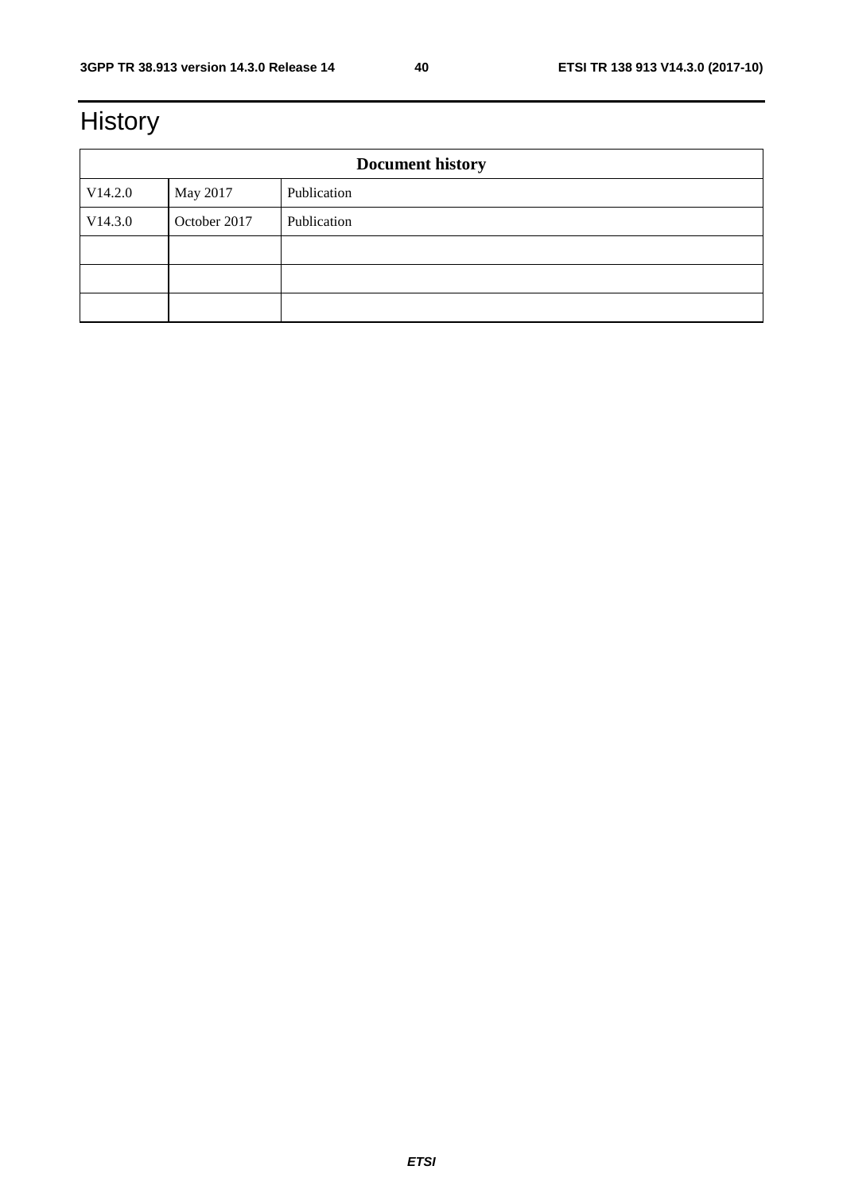# History

| Document history | | |
|---|---|---|
| V14.2.0 | May 2017 | Publication |
| V14.3.0 | October 2017 | Publication |
| | | |
| | | |
| | | |